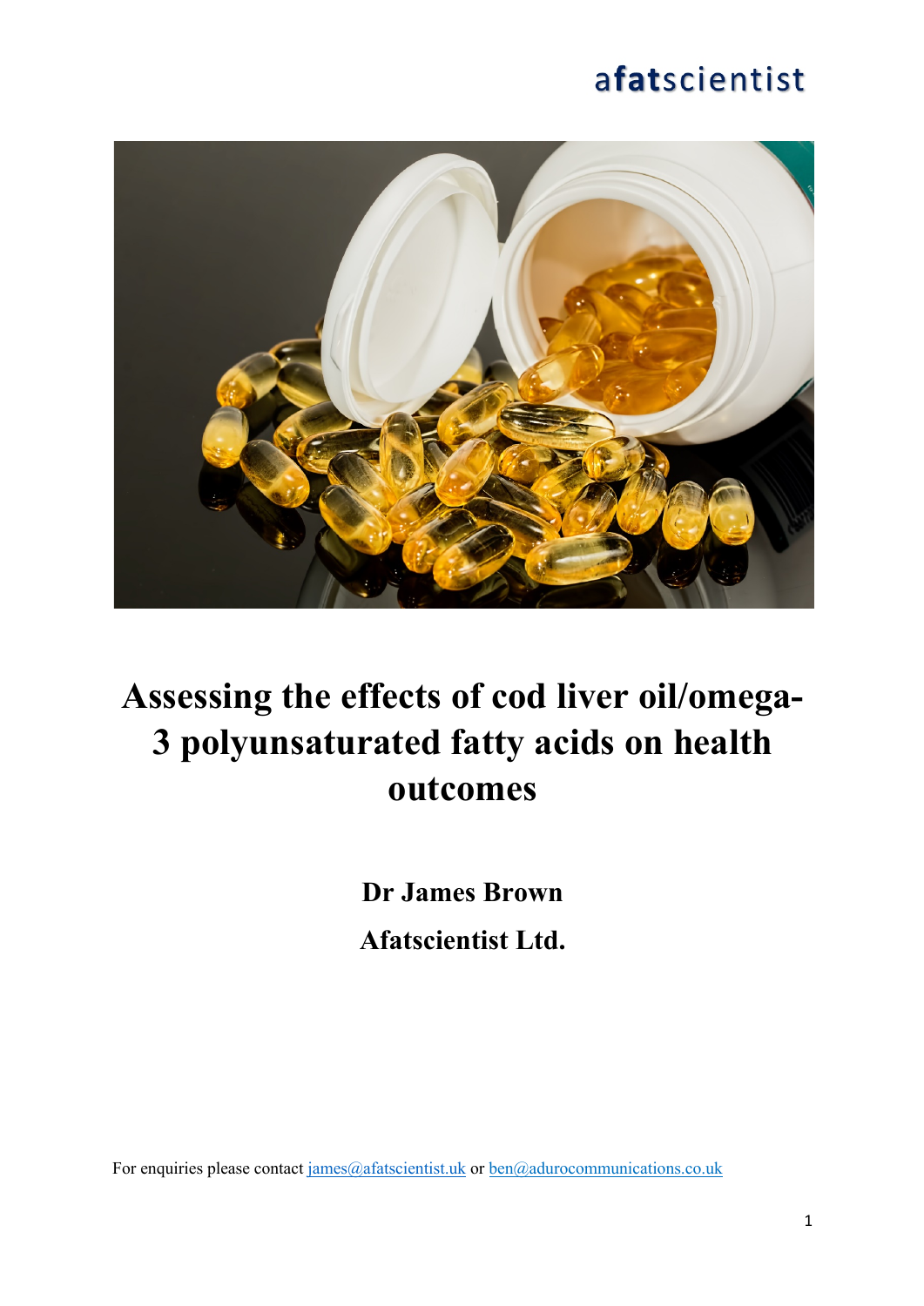afatscientist

# Assessing the effects of cod liver oil/omega-3 polyunsaturated fatty acids on health outcomes

**Dr James Brown**

**Afatscientist Ltd.**

For enquiries please contact james@afatscientist.uk or ben@adurocommunications.co.uk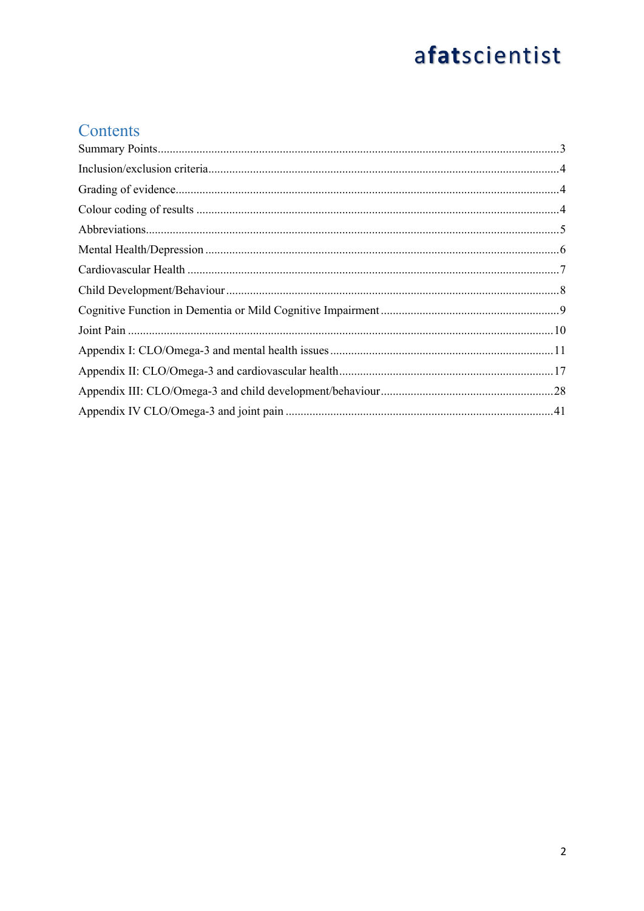# Contents

Summary Points ........................................................................................................................... 3

Inclusion/exclusion criteria ........................................................................................................... 4

Grading of evidence ..................................................................................................................... 4

Colour coding of results ............................................................................................................... 4

Abbreviations ............................................................................................................................... 5

Mental Health/Depression ............................................................................................................ 6

Cardiovascular Health .................................................................................................................. 7

Child Development/Behaviour ...................................................................................................... 8

Cognitive Function in Dementia or Mild Cognitive Impairment ................................................ 9

Joint Pain .................................................................................................................................... 10

Appendix I: CLO/Omega-3 and mental health issues .................................................................. 11

Appendix II: CLO/Omega-3 and cardiovascular health ............................................................... 17

Appendix III: CLO/Omega-3 and child development/behaviour ................................................. 28

Appendix IV CLO/Omega-3 and joint pain ................................................................................. 41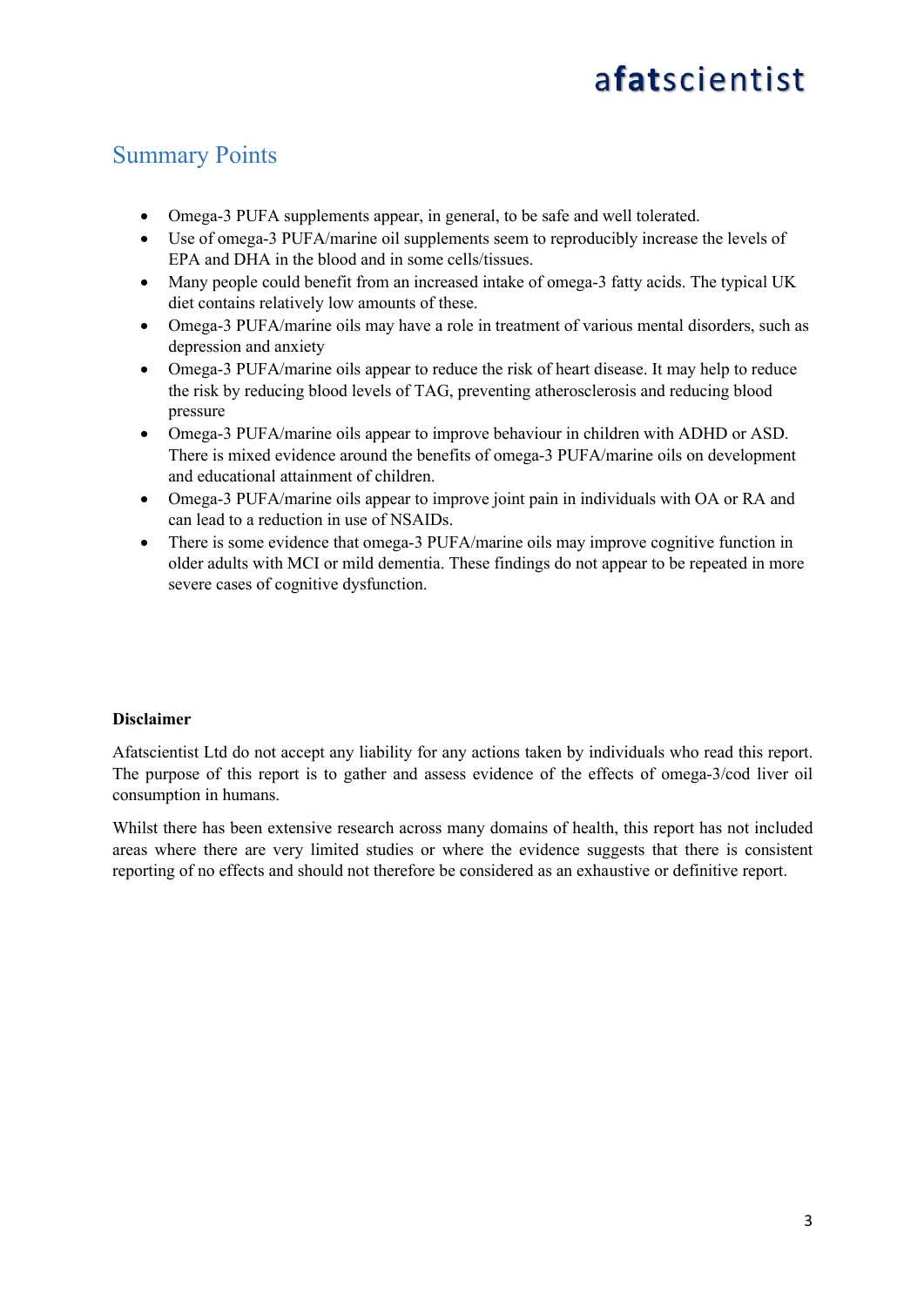## Summary Points

- Omega-3 PUFA supplements appear, in general, to be safe and well tolerated.
- Use of omega-3 PUFA/marine oil supplements seem to reproducibly increase the levels of EPA and DHA in the blood and in some cells/tissues.
- Many people could benefit from an increased intake of omega-3 fatty acids. The typical UK diet contains relatively low amounts of these.
- Omega-3 PUFA/marine oils may have a role in treatment of various mental disorders, such as depression and anxiety
- Omega-3 PUFA/marine oils appear to reduce the risk of heart disease. It may help to reduce the risk by reducing blood levels of TAG, preventing atherosclerosis and reducing blood pressure
- Omega-3 PUFA/marine oils appear to improve behaviour in children with ADHD or ASD. There is mixed evidence around the benefits of omega-3 PUFA/marine oils on development and educational attainment of children.
- Omega-3 PUFA/marine oils appear to improve joint pain in individuals with OA or RA and can lead to a reduction in use of NSAIDs.
- There is some evidence that omega-3 PUFA/marine oils may improve cognitive function in older adults with MCI or mild dementia. These findings do not appear to be repeated in more severe cases of cognitive dysfunction.

**Disclaimer**

Afatscientist Ltd do not accept any liability for any actions taken by individuals who read this report. The purpose of this report is to gather and assess evidence of the effects of omega-3/cod liver oil consumption in humans.

Whilst there has been extensive research across many domains of health, this report has not included areas where there are very limited studies or where the evidence suggests that there is consistent reporting of no effects and should not therefore be considered as an exhaustive or definitive report.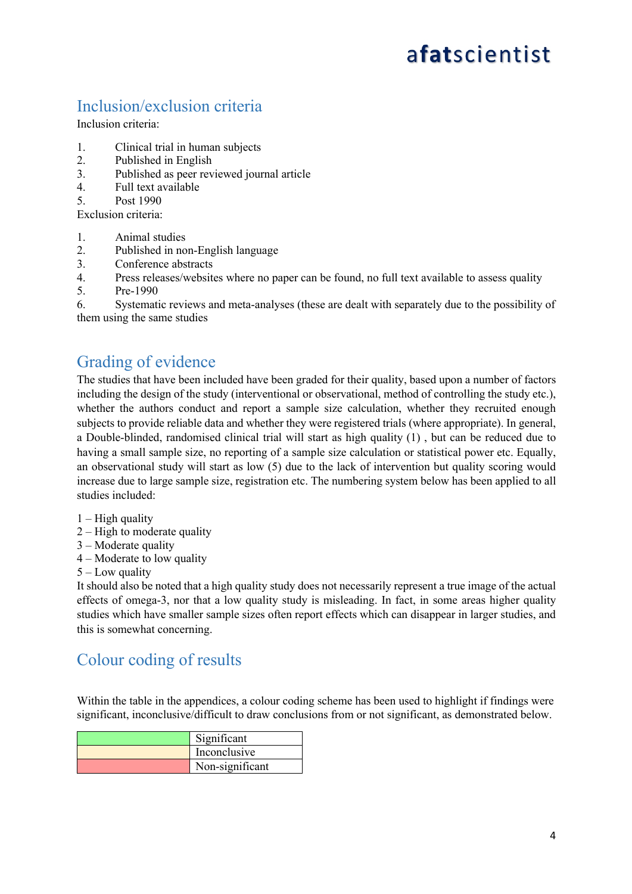## Inclusion/exclusion criteria

Inclusion criteria:

1. Clinical trial in human subjects
2. Published in English
3. Published as peer reviewed journal article
4. Full text available
5. Post 1990

Exclusion criteria:

1. Animal studies
2. Published in non-English language
3. Conference abstracts
4. Press releases/websites where no paper can be found, no full text available to assess quality
5. Pre-1990
6. Systematic reviews and meta-analyses (these are dealt with separately due to the possibility of them using the same studies

## Grading of evidence

The studies that have been included have been graded for their quality, based upon a number of factors including the design of the study (interventional or observational, method of controlling the study etc.), whether the authors conduct and report a sample size calculation, whether they recruited enough subjects to provide reliable data and whether they were registered trials (where appropriate). In general, a Double-blinded, randomised clinical trial will start as high quality (1) , but can be reduced due to having a small sample size, no reporting of a sample size calculation or statistical power etc. Equally, an observational study will start as low (5) due to the lack of intervention but quality scoring would increase due to large sample size, registration etc. The numbering system below has been applied to all studies included:

1 – High quality
2 – High to moderate quality
3 – Moderate quality
4 – Moderate to low quality
5 – Low quality

It should also be noted that a high quality study does not necessarily represent a true image of the actual effects of omega-3, nor that a low quality study is misleading. In fact, in some areas higher quality studies which have smaller sample sizes often report effects which can disappear in larger studies, and this is somewhat concerning.

## Colour coding of results

Within the table in the appendices, a colour coding scheme has been used to highlight if findings were significant, inconclusive/difficult to draw conclusions from or not significant, as demonstrated below.

| Colour | Meaning |
|---|---|
| (green) | Significant |
| (yellow) | Inconclusive |
| (red) | Non-significant |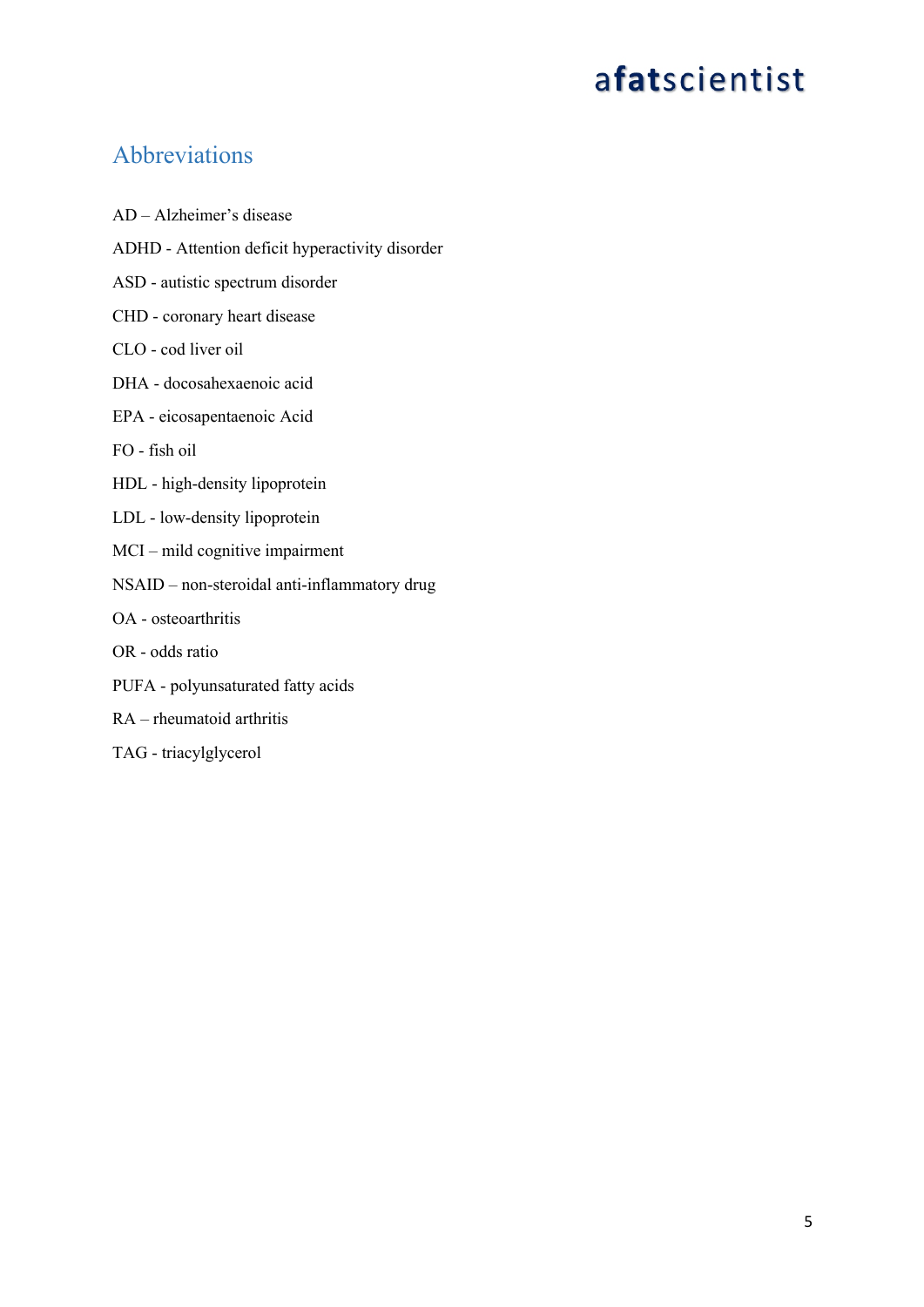## Abbreviations

AD – Alzheimer's disease

ADHD - Attention deficit hyperactivity disorder

ASD - autistic spectrum disorder

CHD - coronary heart disease

CLO - cod liver oil

DHA - docosahexaenoic acid

EPA - eicosapentaenoic Acid

FO - fish oil

HDL - high-density lipoprotein

LDL - low-density lipoprotein

MCI – mild cognitive impairment

NSAID – non-steroidal anti-inflammatory drug

OA - osteoarthritis

OR - odds ratio

PUFA - polyunsaturated fatty acids

RA – rheumatoid arthritis

TAG - triacylglycerol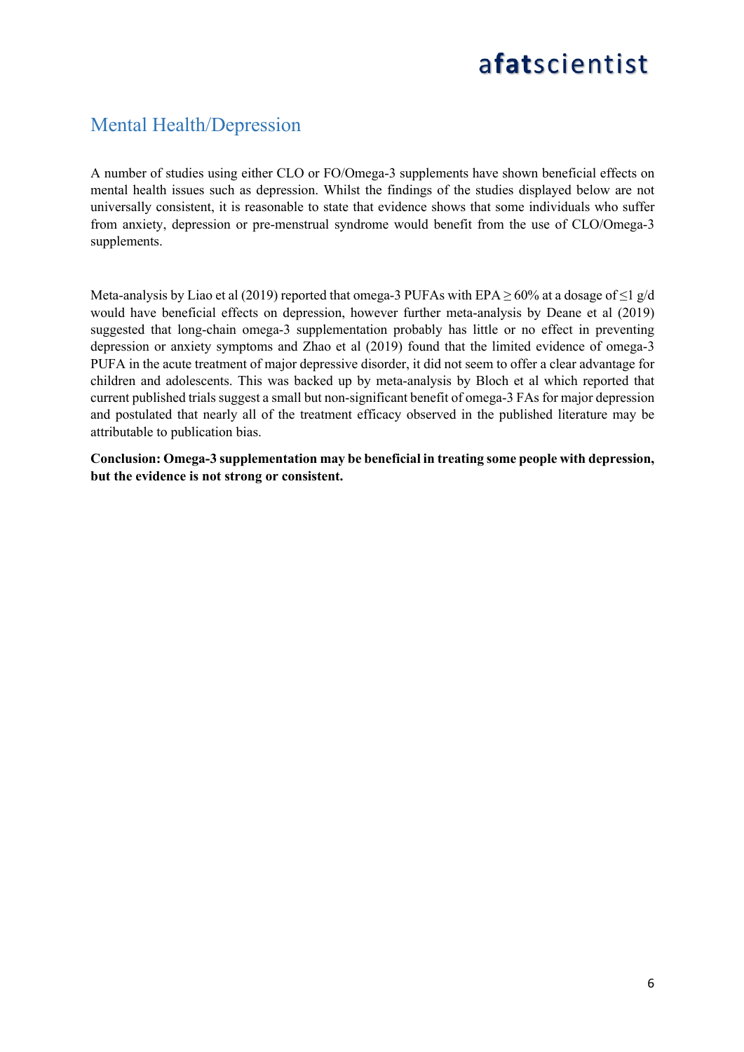## Mental Health/Depression

A number of studies using either CLO or FO/Omega-3 supplements have shown beneficial effects on mental health issues such as depression. Whilst the findings of the studies displayed below are not universally consistent, it is reasonable to state that evidence shows that some individuals who suffer from anxiety, depression or pre-menstrual syndrome would benefit from the use of CLO/Omega-3 supplements.

Meta-analysis by Liao et al (2019) reported that omega-3 PUFAs with EPA $\geq$ 60% at a dosage of $\leq$1 g/d would have beneficial effects on depression, however further meta-analysis by Deane et al (2019) suggested that long-chain omega-3 supplementation probably has little or no effect in preventing depression or anxiety symptoms and Zhao et al (2019) found that the limited evidence of omega-3 PUFA in the acute treatment of major depressive disorder, it did not seem to offer a clear advantage for children and adolescents. This was backed up by meta-analysis by Bloch et al which reported that current published trials suggest a small but non-significant benefit of omega-3 FAs for major depression and postulated that nearly all of the treatment efficacy observed in the published literature may be attributable to publication bias.

**Conclusion: Omega-3 supplementation may be beneficial in treating some people with depression, but the evidence is not strong or consistent.**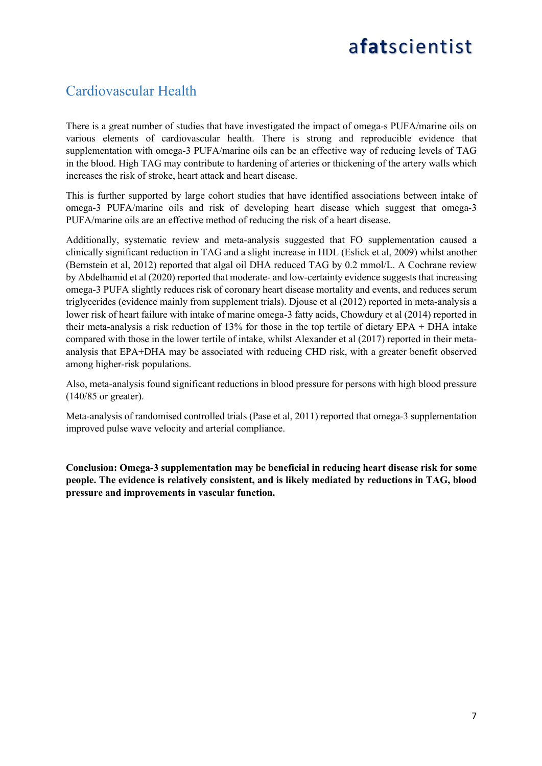## Cardiovascular Health

There is a great number of studies that have investigated the impact of omega-s PUFA/marine oils on various elements of cardiovascular health. There is strong and reproducible evidence that supplementation with omega-3 PUFA/marine oils can be an effective way of reducing levels of TAG in the blood. High TAG may contribute to hardening of arteries or thickening of the artery walls which increases the risk of stroke, heart attack and heart disease.

This is further supported by large cohort studies that have identified associations between intake of omega-3 PUFA/marine oils and risk of developing heart disease which suggest that omega-3 PUFA/marine oils are an effective method of reducing the risk of a heart disease.

Additionally, systematic review and meta-analysis suggested that FO supplementation caused a clinically significant reduction in TAG and a slight increase in HDL (Eslick et al, 2009) whilst another (Bernstein et al, 2012) reported that algal oil DHA reduced TAG by 0.2 mmol/L. A Cochrane review by Abdelhamid et al (2020) reported that moderate- and low-certainty evidence suggests that increasing omega-3 PUFA slightly reduces risk of coronary heart disease mortality and events, and reduces serum triglycerides (evidence mainly from supplement trials). Djouse et al (2012) reported in meta-analysis a lower risk of heart failure with intake of marine omega-3 fatty acids, Chowdury et al (2014) reported in their meta-analysis a risk reduction of 13% for those in the top tertile of dietary EPA + DHA intake compared with those in the lower tertile of intake, whilst Alexander et al (2017) reported in their meta-analysis that EPA+DHA may be associated with reducing CHD risk, with a greater benefit observed among higher-risk populations.

Also, meta-analysis found significant reductions in blood pressure for persons with high blood pressure (140/85 or greater).

Meta-analysis of randomised controlled trials (Pase et al, 2011) reported that omega-3 supplementation improved pulse wave velocity and arterial compliance.

**Conclusion: Omega-3 supplementation may be beneficial in reducing heart disease risk for some people. The evidence is relatively consistent, and is likely mediated by reductions in TAG, blood pressure and improvements in vascular function.**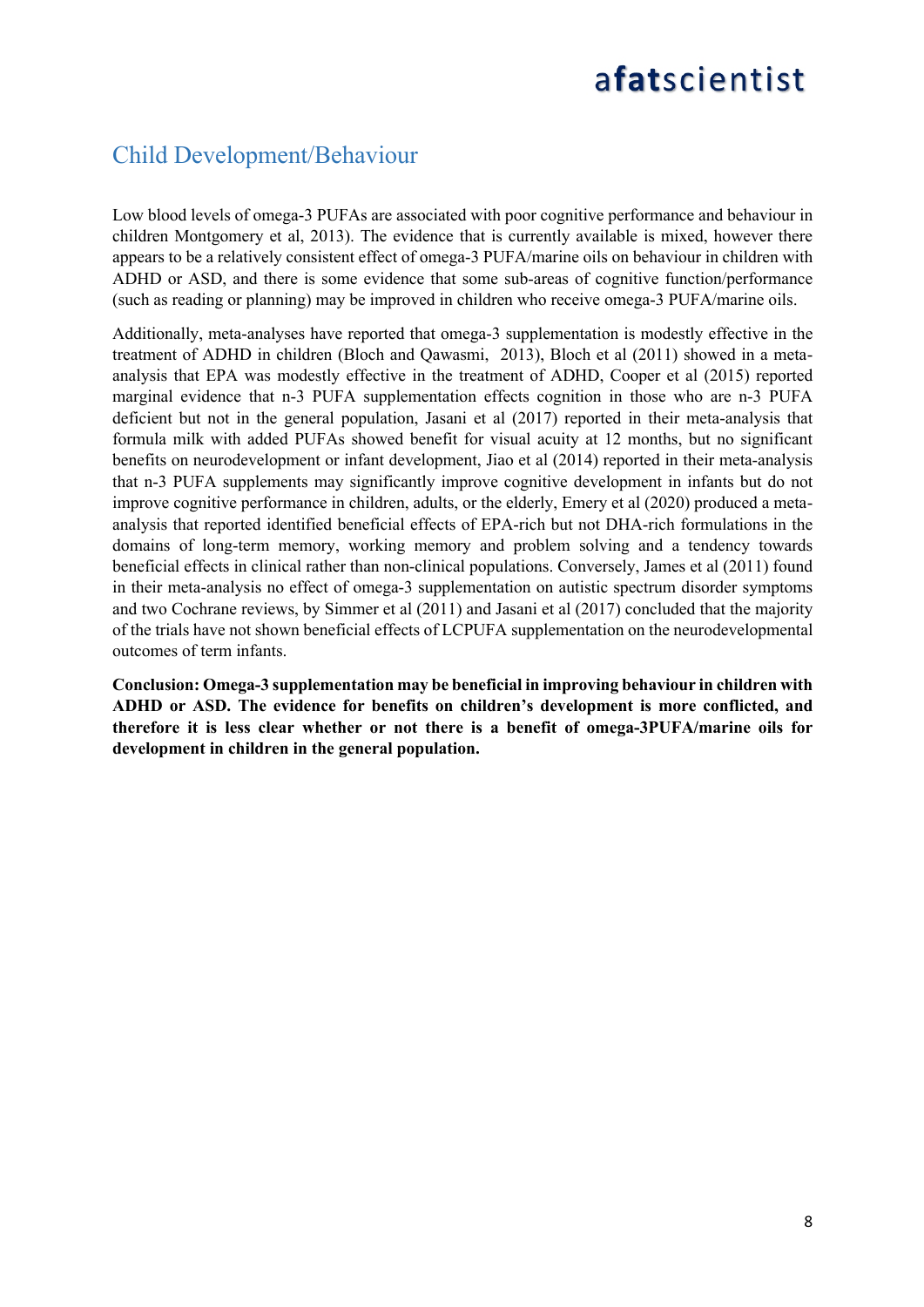## Child Development/Behaviour

Low blood levels of omega-3 PUFAs are associated with poor cognitive performance and behaviour in children Montgomery et al, 2013). The evidence that is currently available is mixed, however there appears to be a relatively consistent effect of omega-3 PUFA/marine oils on behaviour in children with ADHD or ASD, and there is some evidence that some sub-areas of cognitive function/performance (such as reading or planning) may be improved in children who receive omega-3 PUFA/marine oils.

Additionally, meta-analyses have reported that omega-3 supplementation is modestly effective in the treatment of ADHD in children (Bloch and Qawasmi, 2013), Bloch et al (2011) showed in a meta-analysis that EPA was modestly effective in the treatment of ADHD, Cooper et al (2015) reported marginal evidence that n-3 PUFA supplementation effects cognition in those who are n-3 PUFA deficient but not in the general population, Jasani et al (2017) reported in their meta-analysis that formula milk with added PUFAs showed benefit for visual acuity at 12 months, but no significant benefits on neurodevelopment or infant development, Jiao et al (2014) reported in their meta-analysis that n-3 PUFA supplements may significantly improve cognitive development in infants but do not improve cognitive performance in children, adults, or the elderly, Emery et al (2020) produced a meta-analysis that reported identified beneficial effects of EPA-rich but not DHA-rich formulations in the domains of long-term memory, working memory and problem solving and a tendency towards beneficial effects in clinical rather than non-clinical populations. Conversely, James et al (2011) found in their meta-analysis no effect of omega-3 supplementation on autistic spectrum disorder symptoms and two Cochrane reviews, by Simmer et al (2011) and Jasani et al (2017) concluded that the majority of the trials have not shown beneficial effects of LCPUFA supplementation on the neurodevelopmental outcomes of term infants.

**Conclusion: Omega-3 supplementation may be beneficial in improving behaviour in children with ADHD or ASD. The evidence for benefits on children's development is more conflicted, and therefore it is less clear whether or not there is a benefit of omega-3PUFA/marine oils for development in children in the general population.**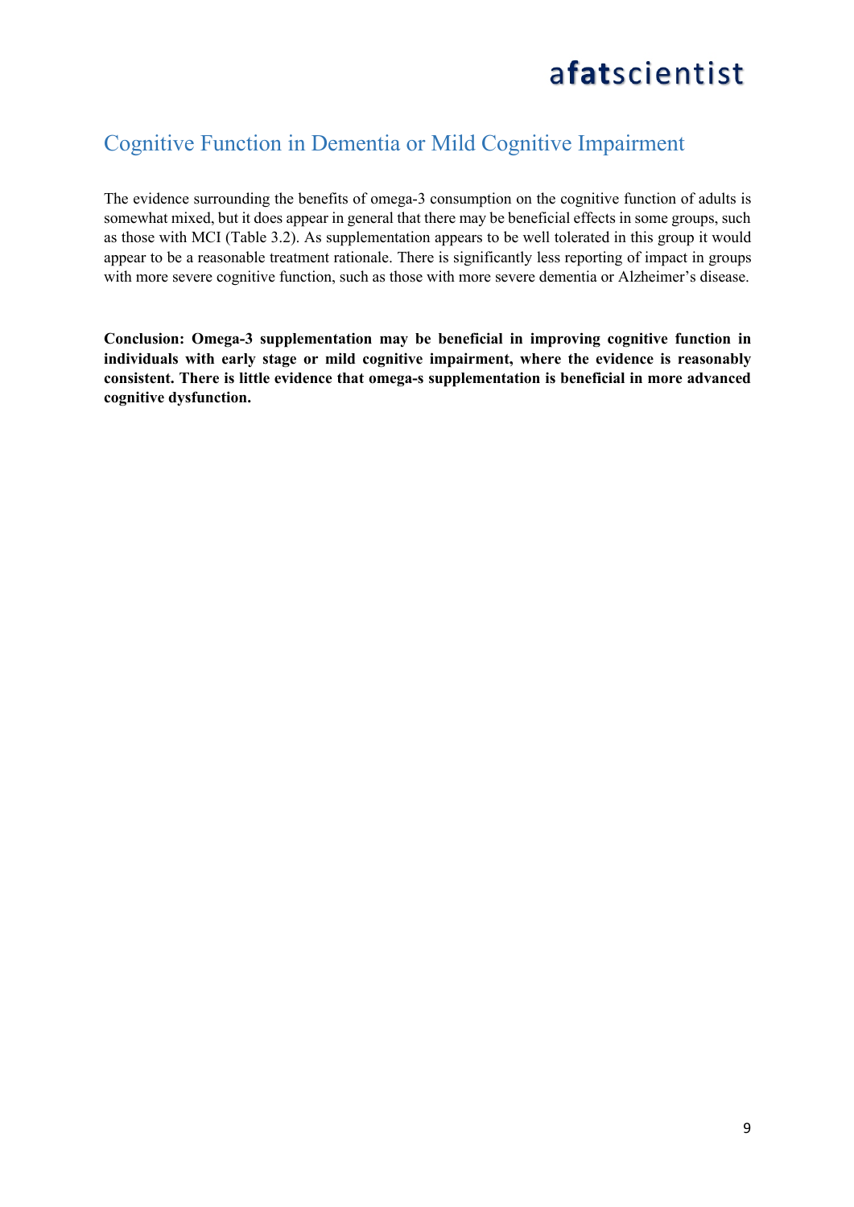## Cognitive Function in Dementia or Mild Cognitive Impairment

The evidence surrounding the benefits of omega-3 consumption on the cognitive function of adults is somewhat mixed, but it does appear in general that there may be beneficial effects in some groups, such as those with MCI (Table 3.2). As supplementation appears to be well tolerated in this group it would appear to be a reasonable treatment rationale. There is significantly less reporting of impact in groups with more severe cognitive function, such as those with more severe dementia or Alzheimer's disease.

**Conclusion: Omega-3 supplementation may be beneficial in improving cognitive function in individuals with early stage or mild cognitive impairment, where the evidence is reasonably consistent. There is little evidence that omega-s supplementation is beneficial in more advanced cognitive dysfunction.**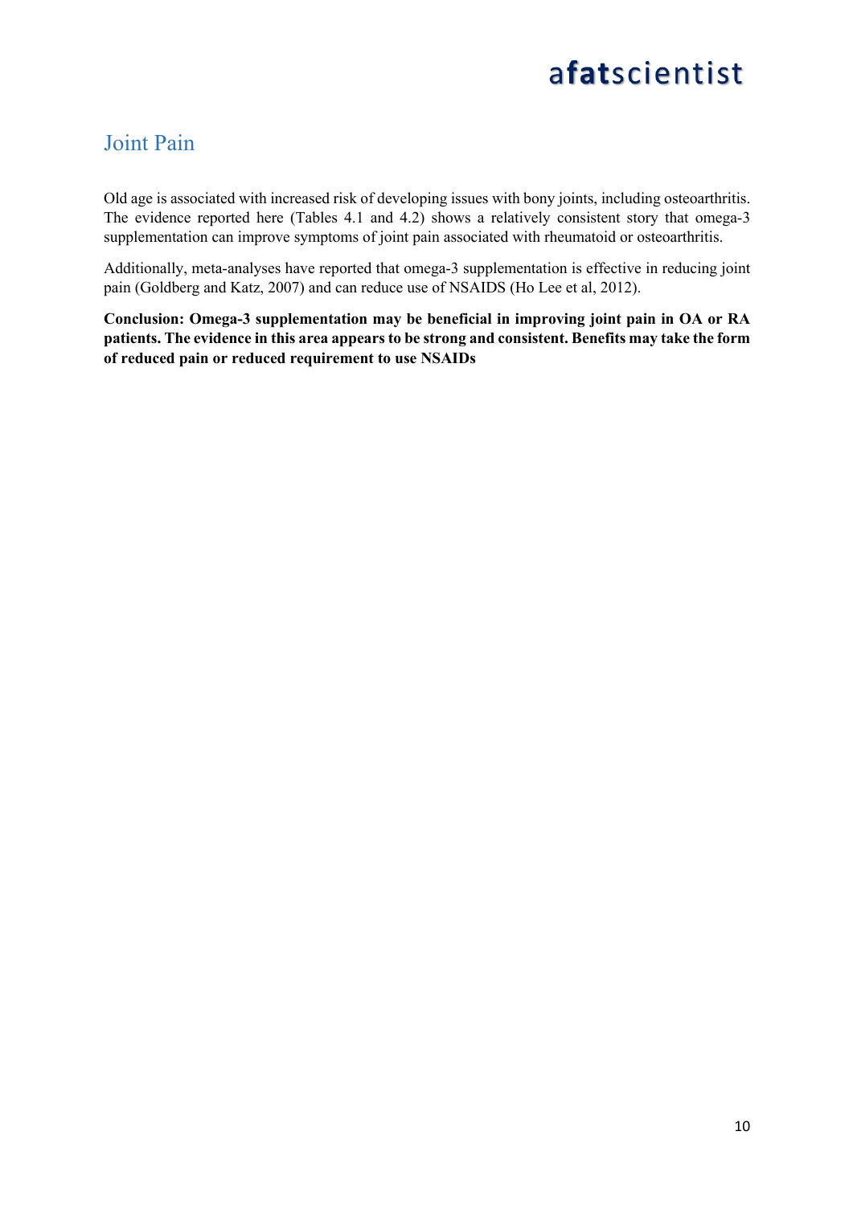## Joint Pain

Old age is associated with increased risk of developing issues with bony joints, including osteoarthritis. The evidence reported here (Tables 4.1 and 4.2) shows a relatively consistent story that omega-3 supplementation can improve symptoms of joint pain associated with rheumatoid or osteoarthritis.

Additionally, meta-analyses have reported that omega-3 supplementation is effective in reducing joint pain (Goldberg and Katz, 2007) and can reduce use of NSAIDS (Ho Lee et al, 2012).

**Conclusion: Omega-3 supplementation may be beneficial in improving joint pain in OA or RA patients. The evidence in this area appears to be strong and consistent. Benefits may take the form of reduced pain or reduced requirement to use NSAIDs**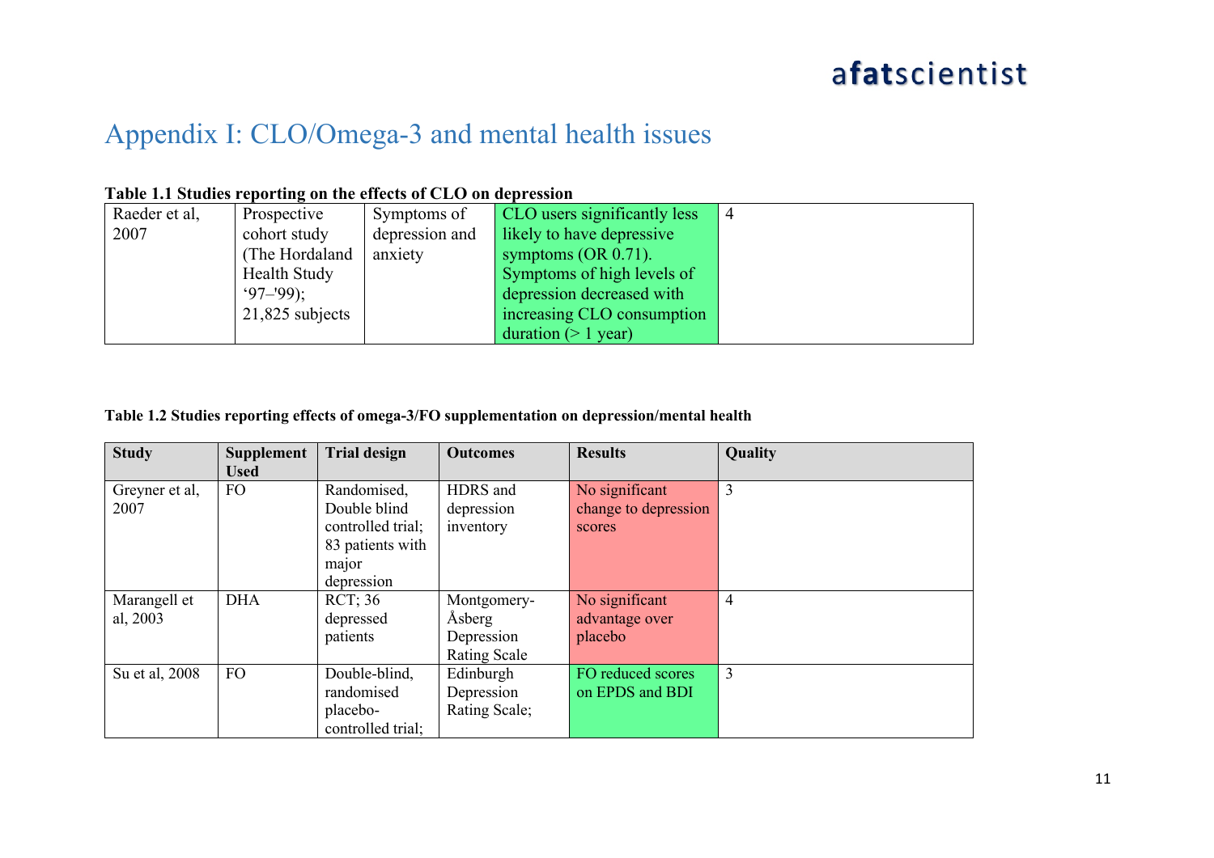# Appendix I: CLO/Omega-3 and mental health issues

**Table 1.1 Studies reporting on the effects of CLO on depression**

| | | | | |
|---|---|---|---|---|
| Raeder et al, 2007 | Prospective cohort study (The Hordaland Health Study '97–'99); 21,825 subjects | Symptoms of depression and anxiety | CLO users significantly less likely to have depressive symptoms (OR 0.71). Symptoms of high levels of depression decreased with increasing CLO consumption duration (> 1 year) | 4 |

**Table 1.2 Studies reporting effects of omega-3/FO supplementation on depression/mental health**

| Study | Supplement Used | Trial design | Outcomes | Results | Quality |
|---|---|---|---|---|---|
| Greyner et al, 2007 | FO | Randomised, Double blind controlled trial; 83 patients with major depression | HDRS and depression inventory | No significant change to depression scores | 3 |
| Marangell et al, 2003 | DHA | RCT; 36 depressed patients | Montgomery-Åsberg Depression Rating Scale | No significant advantage over placebo | 4 |
| Su et al, 2008 | FO | Double-blind, randomised placebo-controlled trial; | Edinburgh Depression Rating Scale; | FO reduced scores on EPDS and BDI | 3 |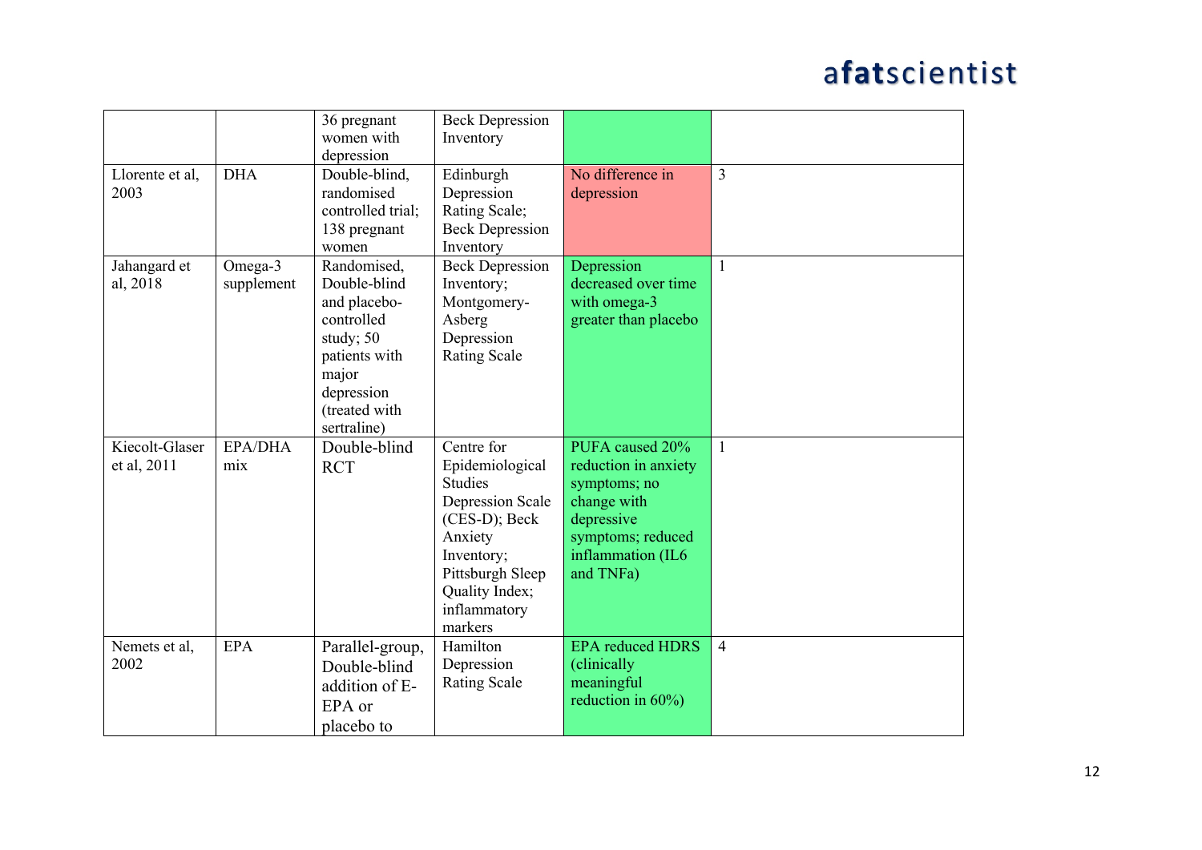| | | | | | |
|---|---|---|---|---|---|
| | | 36 pregnant women with depression | Beck Depression Inventory | | |
| Llorente et al, 2003 | DHA | Double-blind, randomised controlled trial; 138 pregnant women | Edinburgh Depression Rating Scale; Beck Depression Inventory | No difference in depression | 3 |
| Jahangard et al, 2018 | Omega-3 supplement | Randomised, Double-blind and placebo-controlled study; 50 patients with major depression (treated with sertraline) | Beck Depression Inventory; Montgomery-Asberg Depression Rating Scale | Depression decreased over time with omega-3 greater than placebo | 1 |
| Kiecolt-Glaser et al, 2011 | EPA/DHA mix | Double-blind RCT | Centre for Epidemiological Studies Depression Scale (CES-D); Beck Anxiety Inventory; Pittsburgh Sleep Quality Index; inflammatory markers | PUFA caused 20% reduction in anxiety symptoms; no change with depressive symptoms; reduced inflammation (IL6 and TNFa) | 1 |
| Nemets et al, 2002 | EPA | Parallel-group, Double-blind addition of E-EPA or placebo to | Hamilton Depression Rating Scale | EPA reduced HDRS (clinically meaningful reduction in 60%) | 4 |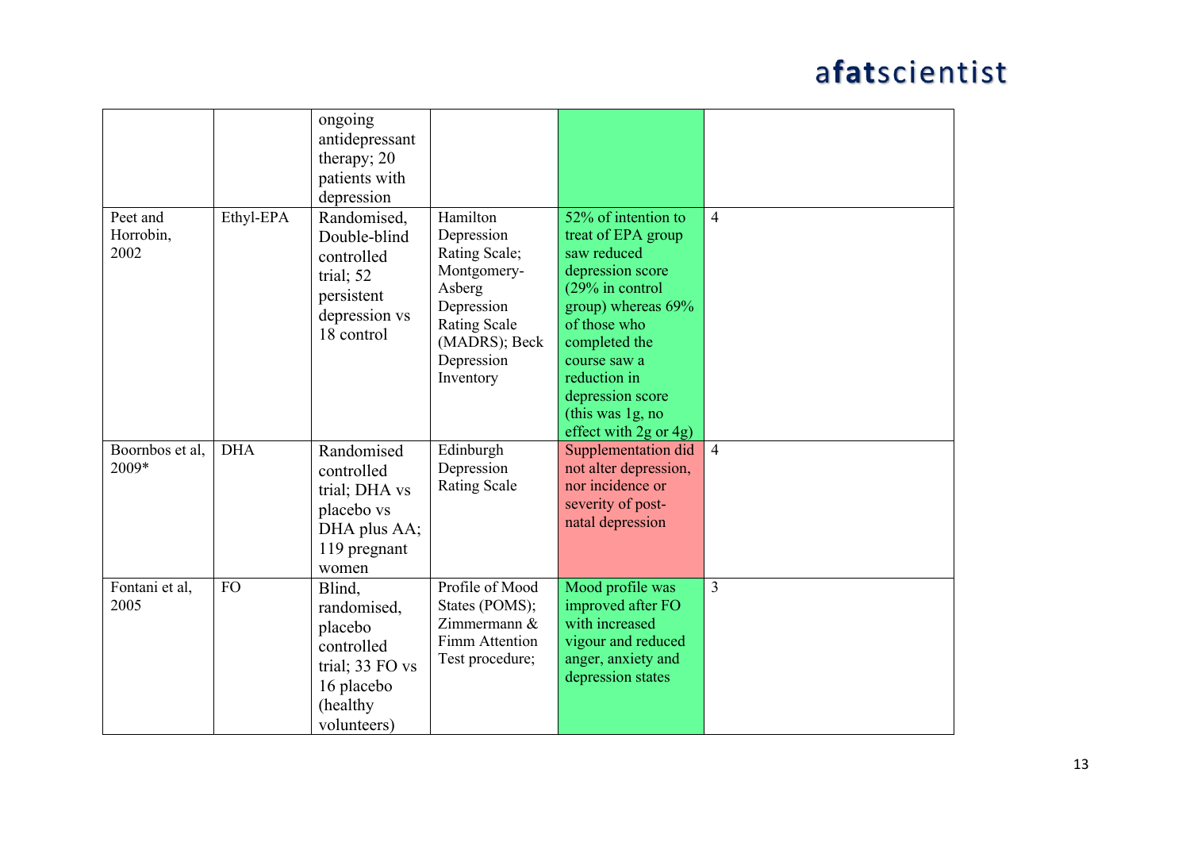|  |  |  |  |  |  |
|---|---|---|---|---|---|
|  |  | ongoing antidepressant therapy; 20 patients with depression |  |  |  |
| Peet and Horrobin, 2002 | Ethyl-EPA | Randomised, Double-blind controlled trial; 52 persistent depression vs 18 control | Hamilton Depression Rating Scale; Montgomery-Asberg Depression Rating Scale (MADRS); Beck Depression Inventory | 52% of intention to treat of EPA group saw reduced depression score (29% in control group) whereas 69% of those who completed the course saw a reduction in depression score (this was 1g, no effect with 2g or 4g) | 4 |
| Boornbos et al, 2009* | DHA | Randomised controlled trial; DHA vs placebo vs DHA plus AA; 119 pregnant women | Edinburgh Depression Rating Scale | Supplementation did not alter depression, nor incidence or severity of post-natal depression | 4 |
| Fontani et al, 2005 | FO | Blind, randomised, placebo controlled trial; 33 FO vs 16 placebo (healthy volunteers) | Profile of Mood States (POMS); Zimmermann & Fimm Attention Test procedure; | Mood profile was improved after FO with increased vigour and reduced anger, anxiety and depression states | 3 |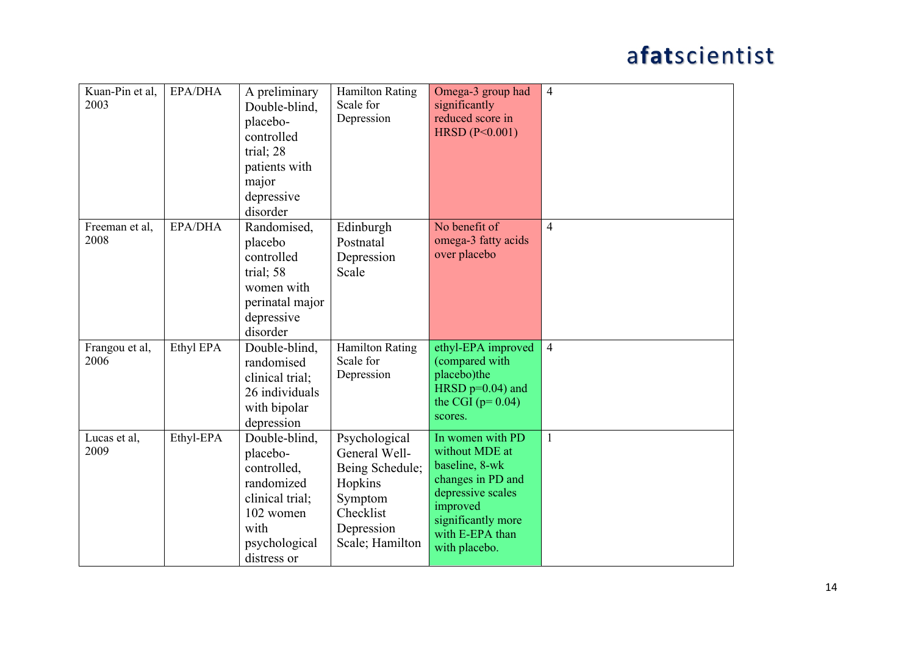| Kuan-Pin et al, 2003 | EPA/DHA | A preliminary Double-blind, placebo-controlled trial; 28 patients with major depressive disorder | Hamilton Rating Scale for Depression | Omega-3 group had significantly reduced score in HRSD (P<0.001) | 4 |
|---|---|---|---|---|---|
| Freeman et al, 2008 | EPA/DHA | Randomised, placebo controlled trial; 58 women with perinatal major depressive disorder | Edinburgh Postnatal Depression Scale | No benefit of omega-3 fatty acids over placebo | 4 |
| Frangou et al, 2006 | Ethyl EPA | Double-blind, randomised clinical trial; 26 individuals with bipolar depression | Hamilton Rating Scale for Depression | ethyl-EPA improved (compared with placebo)the HRSD p=0.04) and the CGI (p= 0.04) scores. | 4 |
| Lucas et al, 2009 | Ethyl-EPA | Double-blind, placebo-controlled, randomized clinical trial; 102 women with psychological distress or | Psychological General Well-Being Schedule; Hopkins Symptom Checklist Depression Scale; Hamilton | In women with PD without MDE at baseline, 8-wk changes in PD and depressive scales improved significantly more with E-EPA than with placebo. | 1 |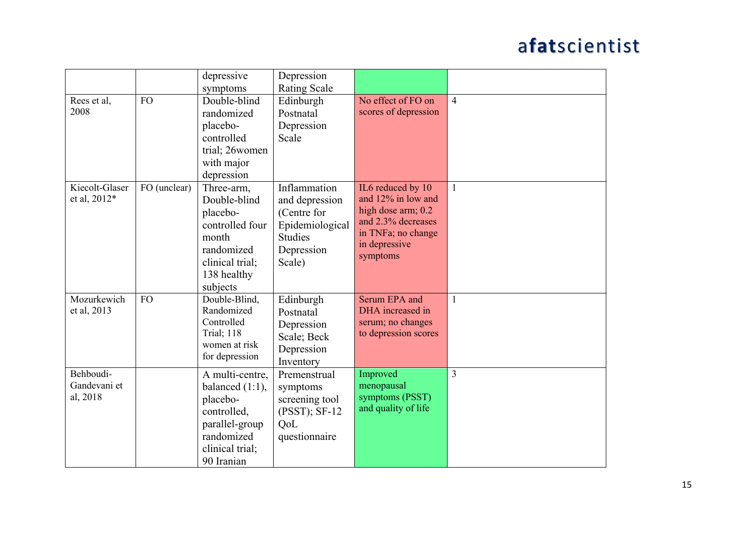| | | depressive symptoms | Depression Rating Scale | | |
|---|---|---|---|---|---|
| Rees et al, 2008 | FO | Double-blind randomized placebo-controlled trial; 26women with major depression | Edinburgh Postnatal Depression Scale | No effect of FO on scores of depression | 4 |
| Kiecolt-Glaser et al, 2012* | FO (unclear) | Three-arm, Double-blind placebo-controlled four month randomized clinical trial; 138 healthy subjects | Inflammation and depression (Centre for Epidemiological Studies Depression Scale) | IL6 reduced by 10 and 12% in low and high dose arm; 0.2 and 2.3% decreases in TNFa; no change in depressive symptoms | 1 |
| Mozurkewich et al, 2013 | FO | Double-Blind, Randomized Controlled Trial; 118 women at risk for depression | Edinburgh Postnatal Depression Scale; Beck Depression Inventory | Serum EPA and DHA increased in serum; no changes to depression scores | 1 |
| Behboudi-Gandevani et al, 2018 | | A multi-centre, balanced (1:1), placebo-controlled, parallel-group randomized clinical trial; 90 Iranian | Premenstrual symptoms screening tool (PSST); SF-12 QoL questionnaire | Improved menopausal symptoms (PSST) and quality of life | 3 |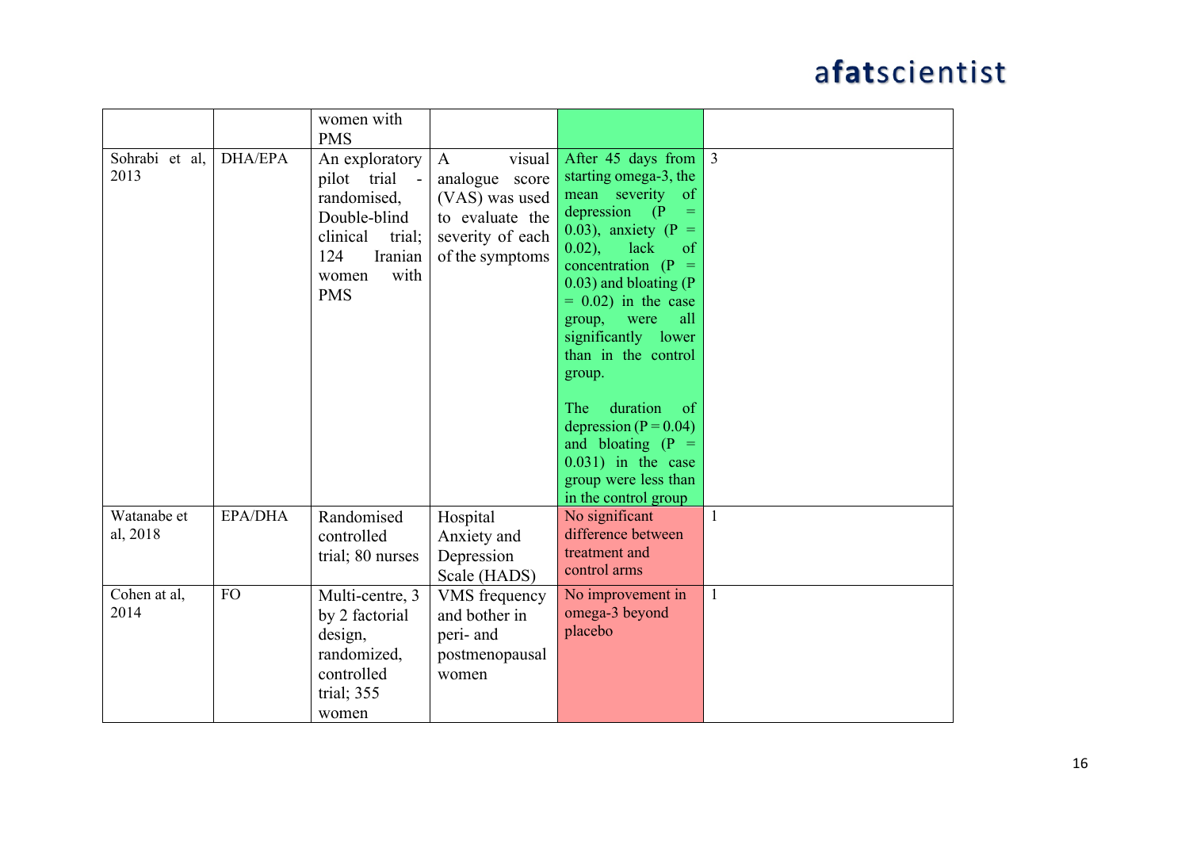| | | | | | |
|---|---|---|---|---|---|
| | | women with PMS | | | |
| Sohrabi et al, 2013 | DHA/EPA | An exploratory pilot trial - randomised, Double-blind clinical trial; 124 Iranian women with PMS | A visual analogue score (VAS) was used to evaluate the severity of each of the symptoms | After 45 days from starting omega-3, the mean severity of depression (P = 0.03), anxiety (P = 0.02), lack of concentration (P = 0.03) and bloating (P = 0.02) in the case group, were all significantly lower than in the control group.<br><br>The duration of depression (P = 0.04) and bloating (P = 0.031) in the case group were less than in the control group | 3 |
| Watanabe et al, 2018 | EPA/DHA | Randomised controlled trial; 80 nurses | Hospital Anxiety and Depression Scale (HADS) | No significant difference between treatment and control arms | 1 |
| Cohen at al, 2014 | FO | Multi-centre, 3 by 2 factorial design, randomized, controlled trial; 355 women | VMS frequency and bother in peri- and postmenopausal women | No improvement in omega-3 beyond placebo | 1 |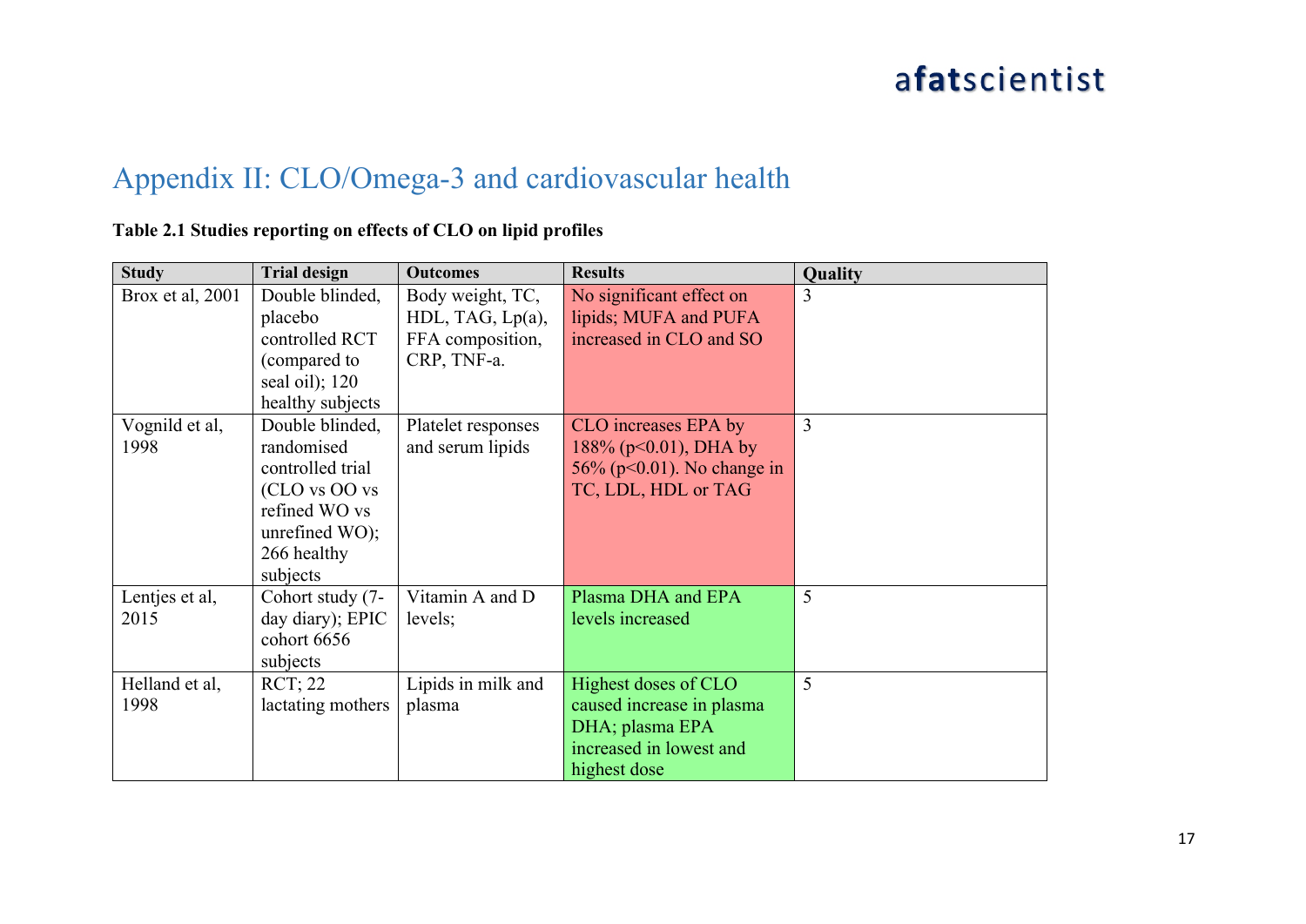# Appendix II: CLO/Omega-3 and cardiovascular health

**Table 2.1 Studies reporting on effects of CLO on lipid profiles**

| Study | Trial design | Outcomes | Results | Quality |
|---|---|---|---|---|
| Brox et al, 2001 | Double blinded, placebo controlled RCT (compared to seal oil); 120 healthy subjects | Body weight, TC, HDL, TAG, Lp(a), FFA composition, CRP, TNF-a. | No significant effect on lipids; MUFA and PUFA increased in CLO and SO | 3 |
| Vognild et al, 1998 | Double blinded, randomised controlled trial (CLO vs OO vs refined WO vs unrefined WO); 266 healthy subjects | Platelet responses and serum lipids | CLO increases EPA by 188% ($p<0.01$), DHA by 56% ($p<0.01$). No change in TC, LDL, HDL or TAG | 3 |
| Lentjes et al, 2015 | Cohort study (7-day diary); EPIC cohort 6656 subjects | Vitamin A and D levels; | Plasma DHA and EPA levels increased | 5 |
| Helland et al, 1998 | RCT; 22 lactating mothers | Lipids in milk and plasma | Highest doses of CLO caused increase in plasma DHA; plasma EPA increased in lowest and highest dose | 5 |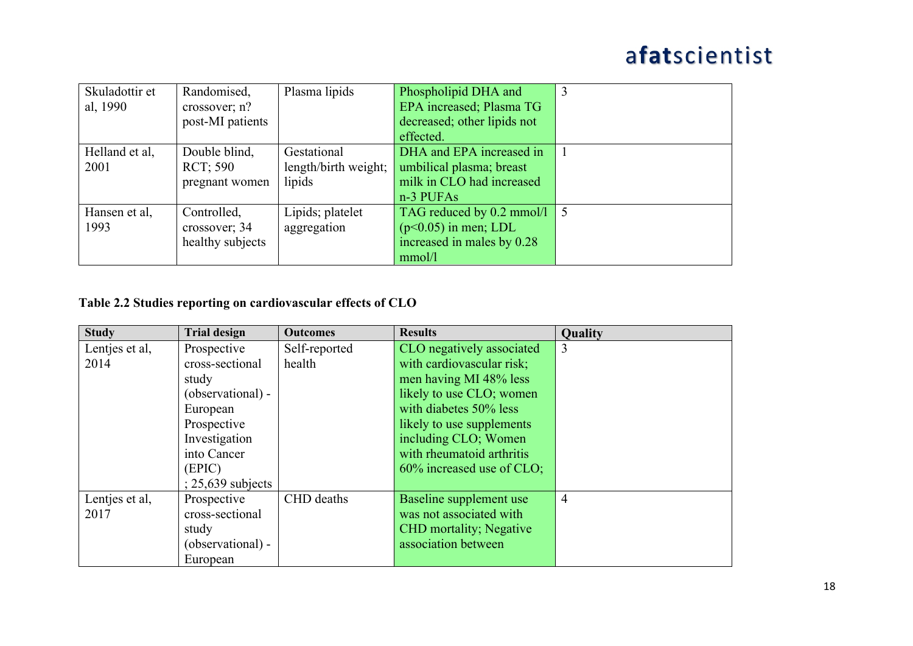| | | | | |
|---|---|---|---|---|
| Skuladottir et al, 1990 | Randomised, crossover; n? post-MI patients | Plasma lipids | Phospholipid DHA and EPA increased; Plasma TG decreased; other lipids not effected. | 3 |
| Helland et al, 2001 | Double blind, RCT; 590 pregnant women | Gestational length/birth weight; lipids | DHA and EPA increased in umbilical plasma; breast milk in CLO had increased n-3 PUFAs | 1 |
| Hansen et al, 1993 | Controlled, crossover; 34 healthy subjects | Lipids; platelet aggregation | TAG reduced by 0.2 mmol/l ($p<0.05$) in men; LDL increased in males by 0.28 mmol/l | 5 |

**Table 2.2 Studies reporting on cardiovascular effects of CLO**

| Study | Trial design | Outcomes | Results | Quality |
|---|---|---|---|---|
| Lentjes et al, 2014 | Prospective cross-sectional study (observational) - European Prospective Investigation into Cancer (EPIC) ; 25,639 subjects | Self-reported health | CLO negatively associated with cardiovascular risk; men having MI 48% less likely to use CLO; women with diabetes 50% less likely to use supplements including CLO; Women with rheumatoid arthritis 60% increased use of CLO; | 3 |
| Lentjes et al, 2017 | Prospective cross-sectional study (observational) - European | CHD deaths | Baseline supplement use was not associated with CHD mortality; Negative association between | 4 |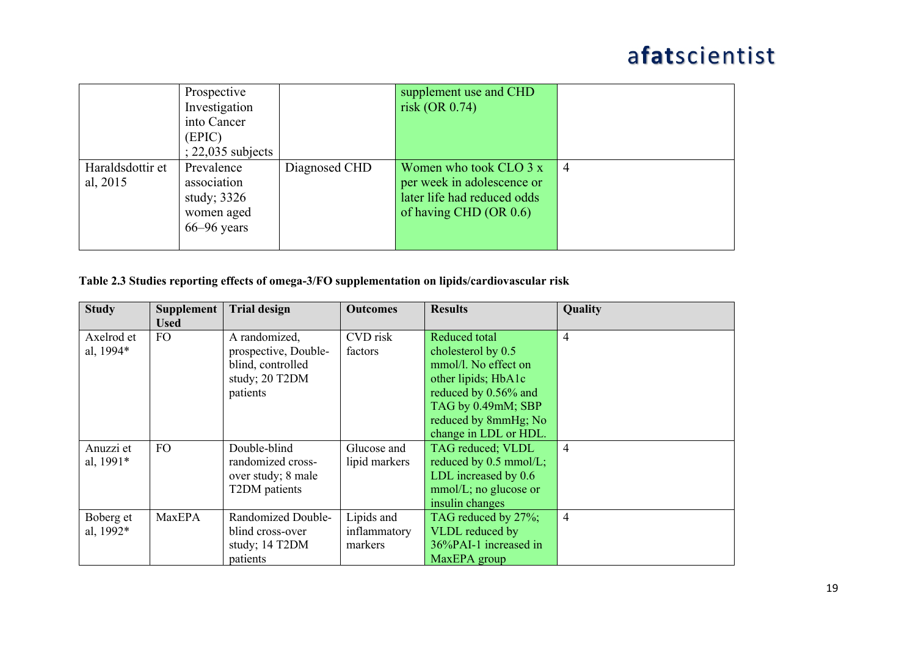| | Prospective Investigation into Cancer (EPIC) ; 22,035 subjects | | supplement use and CHD risk (OR 0.74) | |
|---|---|---|---|---|
| Haraldsdottir et al, 2015 | Prevalence association study; 3326 women aged 66–96 years | Diagnosed CHD | Women who took CLO 3 x per week in adolescence or later life had reduced odds of having CHD (OR 0.6) | 4 |

**Table 2.3 Studies reporting effects of omega-3/FO supplementation on lipids/cardiovascular risk**

| Study | Supplement Used | Trial design | Outcomes | Results | Quality |
|---|---|---|---|---|---|
| Axelrod et al, 1994* | FO | A randomized, prospective, Double-blind, controlled study; 20 T2DM patients | CVD risk factors | Reduced total cholesterol by 0.5 mmol/l. No effect on other lipids; HbA1c reduced by 0.56% and TAG by 0.49mM; SBP reduced by 8mmHg; No change in LDL or HDL. | 4 |
| Anuzzi et al, 1991* | FO | Double-blind randomized cross-over study; 8 male T2DM patients | Glucose and lipid markers | TAG reduced; VLDL reduced by 0.5 mmol/L; LDL increased by 0.6 mmol/L; no glucose or insulin changes | 4 |
| Boberg et al, 1992* | MaxEPA | Randomized Double-blind cross-over study; 14 T2DM patients | Lipids and inflammatory markers | TAG reduced by 27%; VLDL reduced by 36%PAI-1 increased in MaxEPA group | 4 |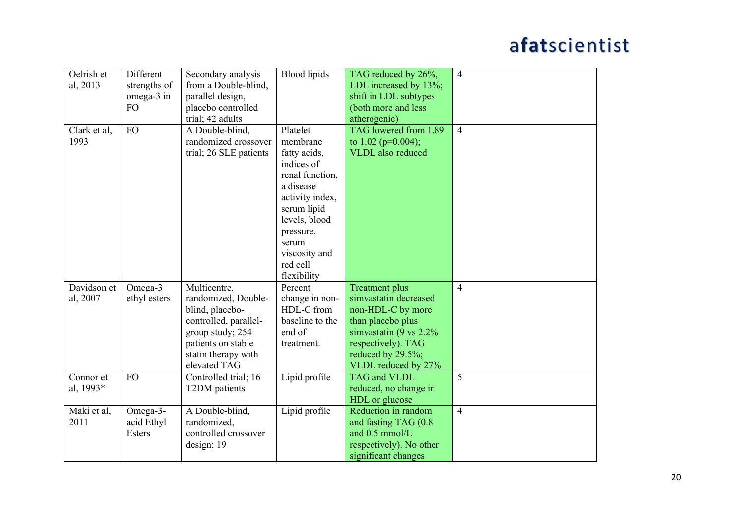| | | | | | |
|---|---|---|---|---|---|
| Oelrish et al, 2013 | Different strengths of omega-3 in FO | Secondary analysis from a Double-blind, parallel design, placebo controlled trial; 42 adults | Blood lipids | TAG reduced by 26%, LDL increased by 13%; shift in LDL subtypes (both more and less atherogenic) | 4 |
| Clark et al, 1993 | FO | A Double-blind, randomized crossover trial; 26 SLE patients | Platelet membrane fatty acids, indices of renal function, a disease activity index, serum lipid levels, blood pressure, serum viscosity and red cell flexibility | TAG lowered from 1.89 to 1.02 ($p=0.004$); VLDL also reduced | 4 |
| Davidson et al, 2007 | Omega-3 ethyl esters | Multicentre, randomized, Double-blind, placebo-controlled, parallel-group study; 254 patients on stable statin therapy with elevated TAG | Percent change in non-HDL-C from baseline to the end of treatment. | Treatment plus simvastatin decreased non-HDL-C by more than placebo plus simvastatin (9 vs 2.2% respectively). TAG reduced by 29.5%; VLDL reduced by 27% | 4 |
| Connor et al, 1993* | FO | Controlled trial; 16 T2DM patients | Lipid profile | TAG and VLDL reduced, no change in HDL or glucose | 5 |
| Maki et al, 2011 | Omega-3-acid Ethyl Esters | A Double-blind, randomized, controlled crossover design; 19 | Lipid profile | Reduction in random and fasting TAG (0.8 and 0.5 mmol/L respectively). No other significant changes | 4 |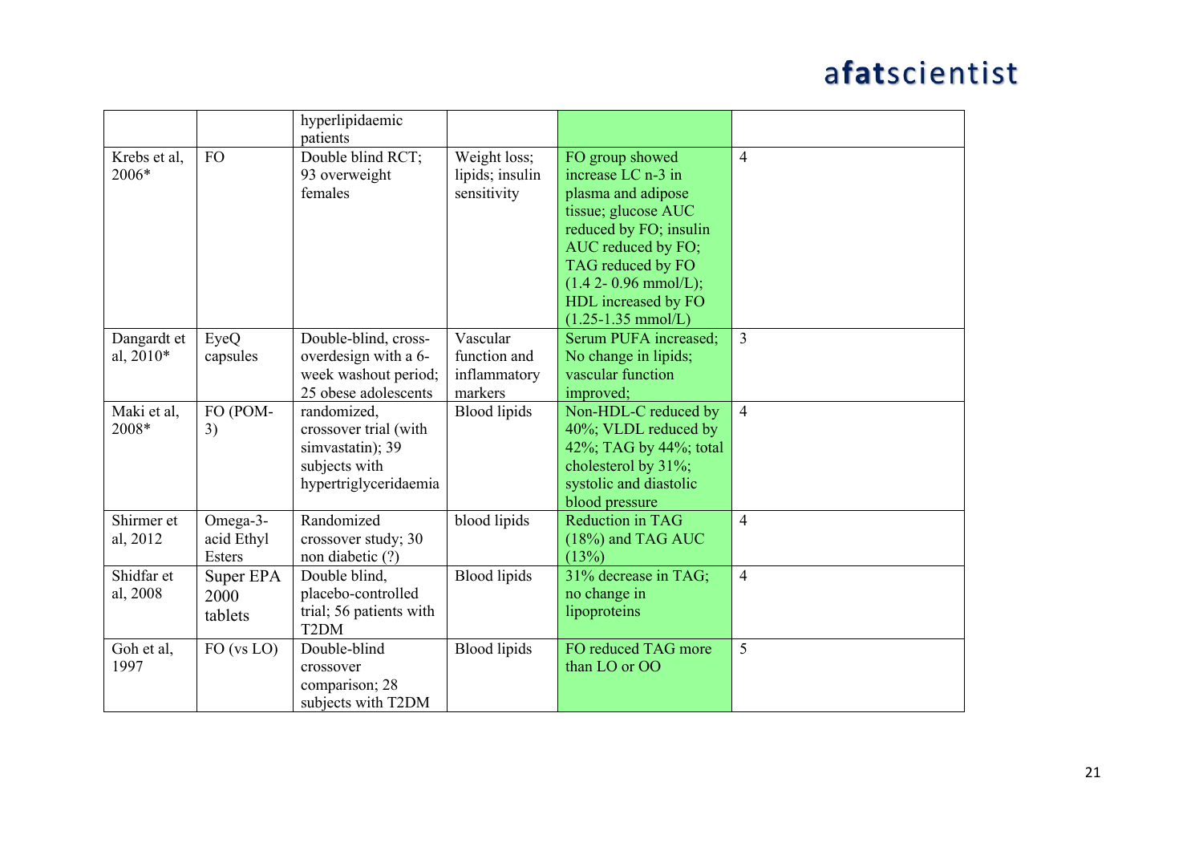| | | | | | |
|---|---|---|---|---|---|
| | | hyperlipidaemic patients | | | |
| Krebs et al, 2006* | FO | Double blind RCT; 93 overweight females | Weight loss; lipids; insulin sensitivity | FO group showed increase LC n-3 in plasma and adipose tissue; glucose AUC reduced by FO; insulin AUC reduced by FO; TAG reduced by FO (1.4 2- 0.96 mmol/L); HDL increased by FO (1.25-1.35 mmol/L) | 4 |
| Dangardt et al, 2010* | EyeQ capsules | Double-blind, cross-overdesign with a 6-week washout period; 25 obese adolescents | Vascular function and inflammatory markers | Serum PUFA increased; No change in lipids; vascular function improved; | 3 |
| Maki et al, 2008* | FO (POM-3) | randomized, crossover trial (with simvastatin); 39 subjects with hypertriglyceridaemia | Blood lipids | Non-HDL-C reduced by 40%; VLDL reduced by 42%; TAG by 44%; total cholesterol by 31%; systolic and diastolic blood pressure | 4 |
| Shirmer et al, 2012 | Omega-3-acid Ethyl Esters | Randomized crossover study; 30 non diabetic (?) | blood lipids | Reduction in TAG (18%) and TAG AUC (13%) | 4 |
| Shidfar et al, 2008 | Super EPA 2000 tablets | Double blind, placebo-controlled trial; 56 patients with T2DM | Blood lipids | 31% decrease in TAG; no change in lipoproteins | 4 |
| Goh et al, 1997 | FO (vs LO) | Double-blind crossover comparison; 28 subjects with T2DM | Blood lipids | FO reduced TAG more than LO or OO | 5 |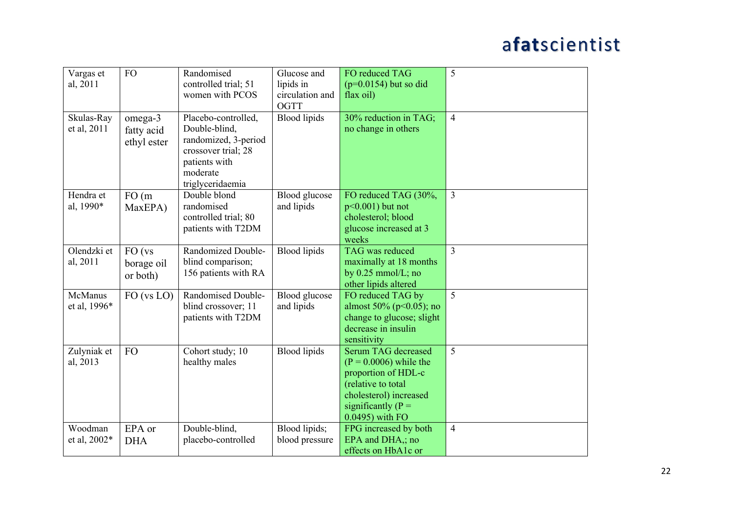| | | | | | |
|---|---|---|---|---|---|
| Vargas et al, 2011 | FO | Randomised controlled trial; 51 women with PCOS | Glucose and lipids in circulation and OGTT | FO reduced TAG ($p=0.0154$) but so did flax oil) | 5 |
| Skulas-Ray et al, 2011 | omega-3 fatty acid ethyl ester | Placebo-controlled, Double-blind, randomized, 3-period crossover trial; 28 patients with moderate triglyceridaemia | Blood lipids | 30% reduction in TAG; no change in others | 4 |
| Hendra et al, 1990* | FO (m MaxEPA) | Double blond randomised controlled trial; 80 patients with T2DM | Blood glucose and lipids | FO reduced TAG (30%, $p<0.001$) but not cholesterol; blood glucose increased at 3 weeks | 3 |
| Olendzki et al, 2011 | FO (vs borage oil or both) | Randomized Double-blind comparison; 156 patients with RA | Blood lipids | TAG was reduced maximally at 18 months by 0.25 mmol/L; no other lipids altered | 3 |
| McManus et al, 1996* | FO (vs LO) | Randomised Double-blind crossover; 11 patients with T2DM | Blood glucose and lipids | FO reduced TAG by almost 50% ($p<0.05$); no change to glucose; slight decrease in insulin sensitivity | 5 |
| Zulyniak et al, 2013 | FO | Cohort study; 10 healthy males | Blood lipids | Serum TAG decreased ($P = 0.0006$) while the proportion of HDL-c (relative to total cholesterol) increased significantly ($P = 0.0495$) with FO | 5 |
| Woodman et al, 2002* | EPA or DHA | Double-blind, placebo-controlled | Blood lipids; blood pressure | FPG increased by both EPA and DHA,; no effects on HbA1c or | 4 |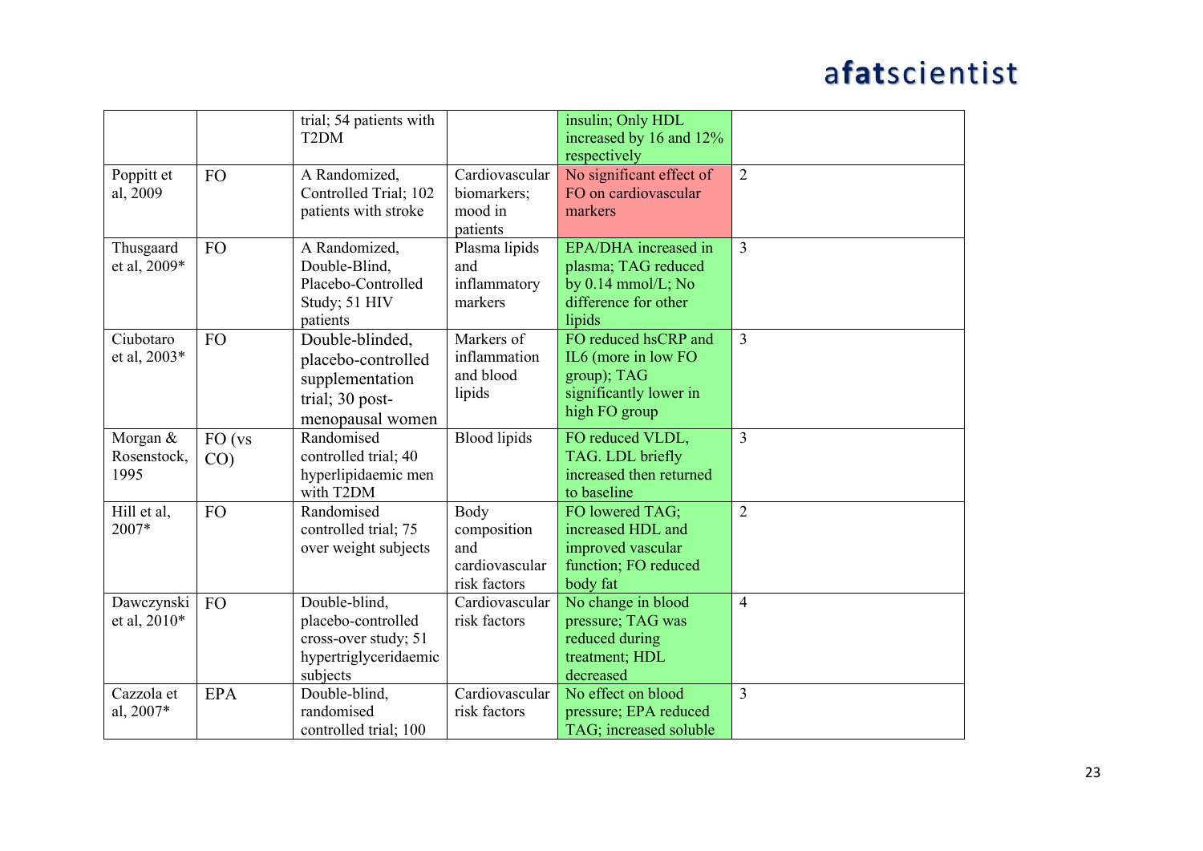| | | trial; 54 patients with T2DM | | insulin; Only HDL increased by 16 and 12% respectively | |
|---|---|---|---|---|---|
| Poppitt et al, 2009 | FO | A Randomized, Controlled Trial; 102 patients with stroke | Cardiovascular biomarkers; mood in patients | No significant effect of FO on cardiovascular markers | 2 |
| Thusgaard et al, 2009* | FO | A Randomized, Double-Blind, Placebo-Controlled Study; 51 HIV patients | Plasma lipids and inflammatory markers | EPA/DHA increased in plasma; TAG reduced by 0.14 mmol/L; No difference for other lipids | 3 |
| Ciubotaro et al, 2003* | FO | Double-blinded, placebo-controlled supplementation trial; 30 post-menopausal women | Markers of inflammation and blood lipids | FO reduced hsCRP and IL6 (more in low FO group); TAG significantly lower in high FO group | 3 |
| Morgan & Rosenstock, 1995 | FO (vs CO) | Randomised controlled trial; 40 hyperlipidaemic men with T2DM | Blood lipids | FO reduced VLDL, TAG. LDL briefly increased then returned to baseline | 3 |
| Hill et al, 2007* | FO | Randomised controlled trial; 75 over weight subjects | Body composition and cardiovascular risk factors | FO lowered TAG; increased HDL and improved vascular function; FO reduced body fat | 2 |
| Dawczynski et al, 2010* | FO | Double-blind, placebo-controlled cross-over study; 51 hypertriglyceridaemic subjects | Cardiovascular risk factors | No change in blood pressure; TAG was reduced during treatment; HDL decreased | 4 |
| Cazzola et al, 2007* | EPA | Double-blind, randomised controlled trial; 100 | Cardiovascular risk factors | No effect on blood pressure; EPA reduced TAG; increased soluble | 3 |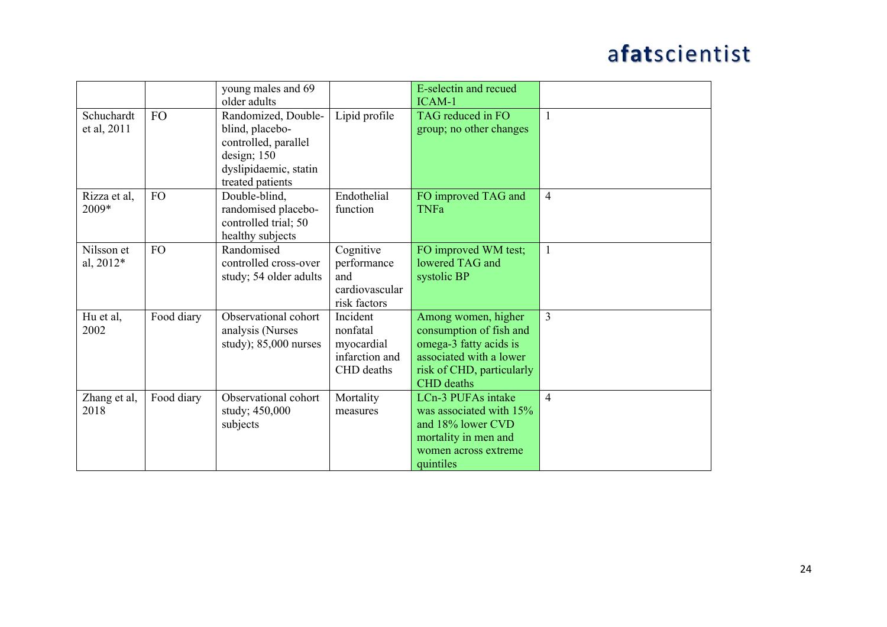| | | young males and 69 older adults | | E-selectin and recued ICAM-1 | |
|---|---|---|---|---|---|
| Schuchardt et al, 2011 | FO | Randomized, Double-blind, placebo-controlled, parallel design; 150 dyslipidaemic, statin treated patients | Lipid profile | TAG reduced in FO group; no other changes | 1 |
| Rizza et al, 2009* | FO | Double-blind, randomised placebo-controlled trial; 50 healthy subjects | Endothelial function | FO improved TAG and TNFa | 4 |
| Nilsson et al, 2012* | FO | Randomised controlled cross-over study; 54 older adults | Cognitive performance and cardiovascular risk factors | FO improved WM test; lowered TAG and systolic BP | 1 |
| Hu et al, 2002 | Food diary | Observational cohort analysis (Nurses study); 85,000 nurses | Incident nonfatal myocardial infarction and CHD deaths | Among women, higher consumption of fish and omega-3 fatty acids is associated with a lower risk of CHD, particularly CHD deaths | 3 |
| Zhang et al, 2018 | Food diary | Observational cohort study; 450,000 subjects | Mortality measures | LCn-3 PUFAs intake was associated with 15% and 18% lower CVD mortality in men and women across extreme quintiles | 4 |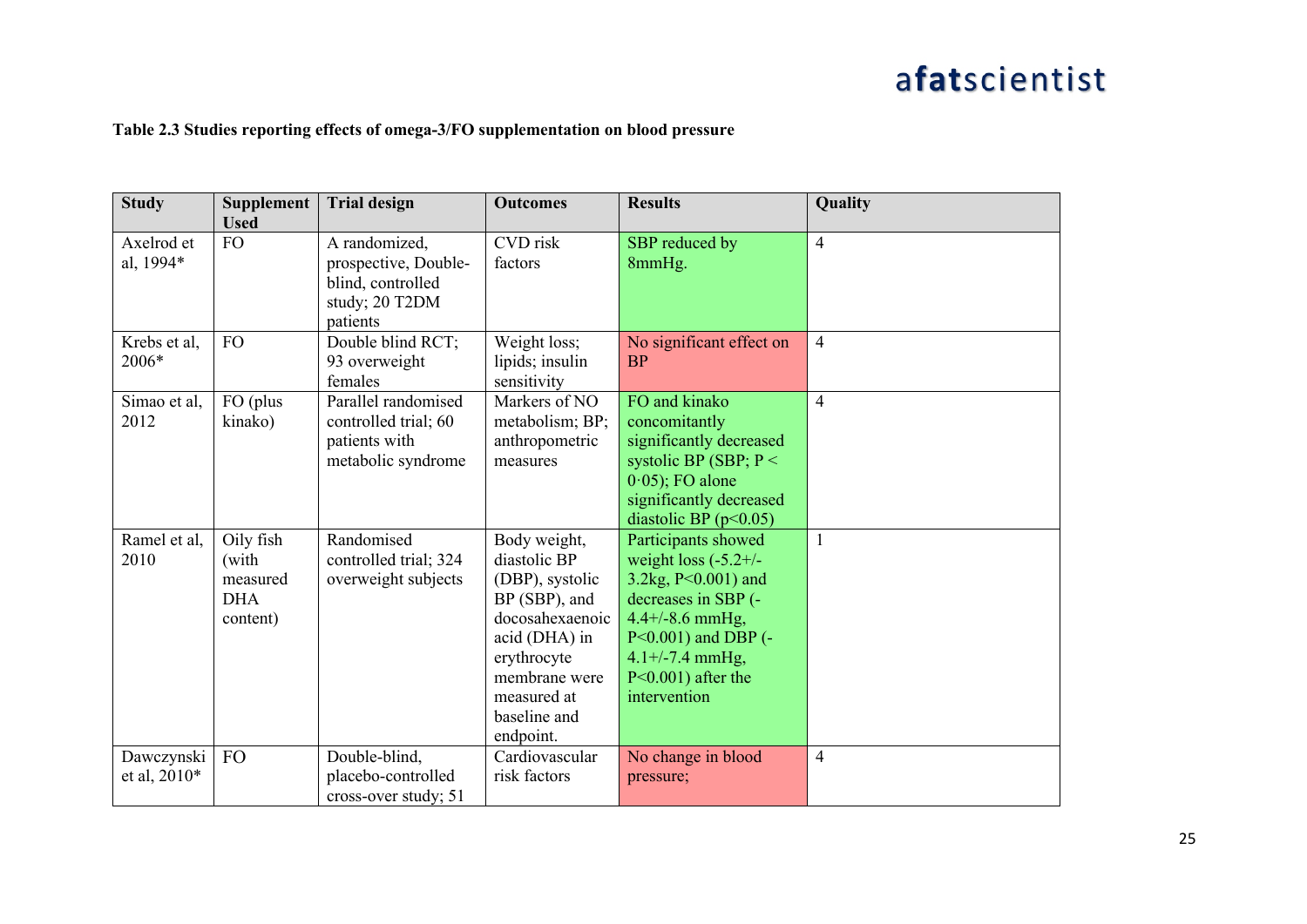**Table 2.3 Studies reporting effects of omega-3/FO supplementation on blood pressure**

| Study | Supplement Used | Trial design | Outcomes | Results | Quality |
|---|---|---|---|---|---|
| Axelrod et al, 1994* | FO | A randomized, prospective, Double-blind, controlled study; 20 T2DM patients | CVD risk factors | SBP reduced by 8mmHg. | 4 |
| Krebs et al, 2006* | FO | Double blind RCT; 93 overweight females | Weight loss; lipids; insulin sensitivity | No significant effect on BP | 4 |
| Simao et al, 2012 | FO (plus kinako) | Parallel randomised controlled trial; 60 patients with metabolic syndrome | Markers of NO metabolism; BP; anthropometric measures | FO and kinako concomitantly significantly decreased systolic BP (SBP; $P < 0{\cdot}05$); FO alone significantly decreased diastolic BP ($p<0.05$) | 4 |
| Ramel et al, 2010 | Oily fish (with measured DHA content) | Randomised controlled trial; 324 overweight subjects | Body weight, diastolic BP (DBP), systolic BP (SBP), and docosahexaenoic acid (DHA) in erythrocyte membrane were measured at baseline and endpoint. | Participants showed weight loss (-5.2+/-3.2kg, $P<0.001$) and decreases in SBP (-4.4+/-8.6 mmHg, $P<0.001$) and DBP (-4.1+/-7.4 mmHg, $P<0.001$) after the intervention | 1 |
| Dawczynski et al, 2010* | FO | Double-blind, placebo-controlled cross-over study; 51 | Cardiovascular risk factors | No change in blood pressure; | 4 |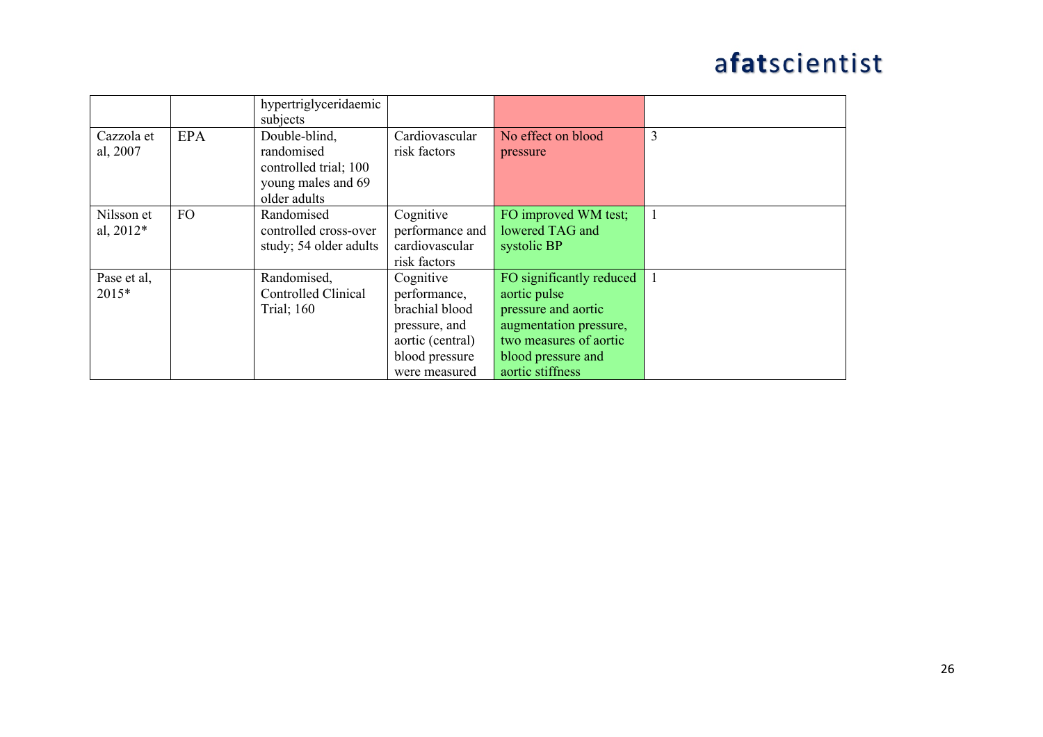| | | | | | |
|---|---|---|---|---|---|
| | | hypertriglyceridaemic subjects | | | |
| Cazzola et al, 2007 | EPA | Double-blind, randomised controlled trial; 100 young males and 69 older adults | Cardiovascular risk factors | No effect on blood pressure | 3 |
| Nilsson et al, 2012* | FO | Randomised controlled cross-over study; 54 older adults | Cognitive performance and cardiovascular risk factors | FO improved WM test; lowered TAG and systolic BP | 1 |
| Pase et al, 2015* | | Randomised, Controlled Clinical Trial; 160 | Cognitive performance, brachial blood pressure, and aortic (central) blood pressure were measured | FO significantly reduced aortic pulse pressure and aortic augmentation pressure, two measures of aortic blood pressure and aortic stiffness | 1 |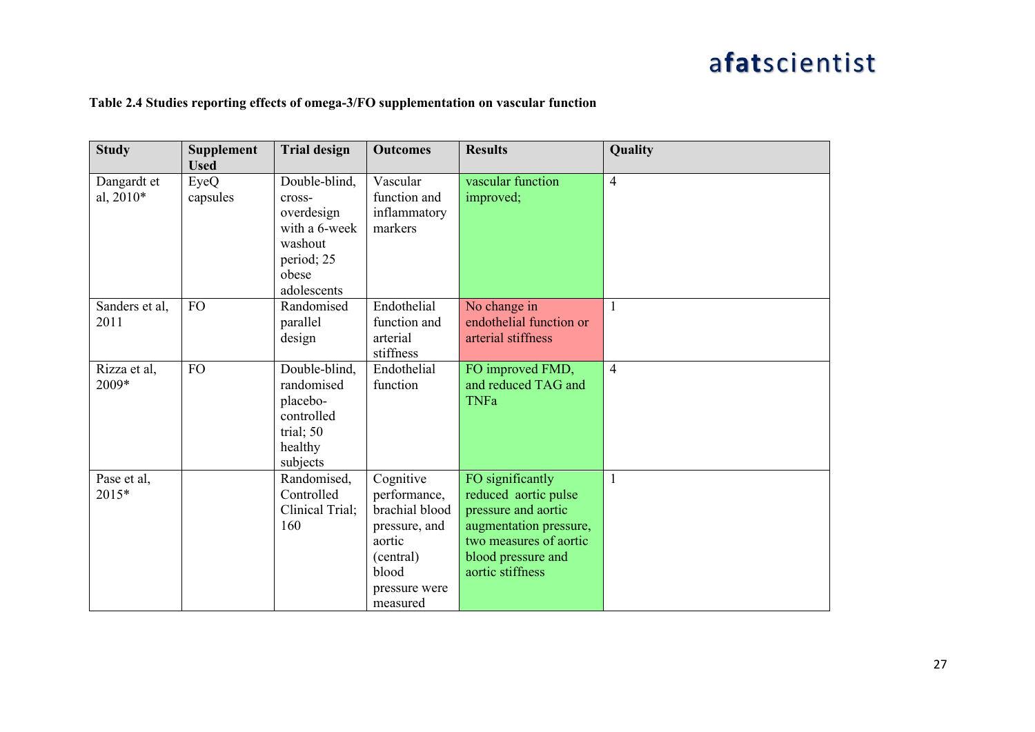**Table 2.4 Studies reporting effects of omega-3/FO supplementation on vascular function**

| Study | Supplement Used | Trial design | Outcomes | Results | Quality |
|---|---|---|---|---|---|
| Dangardt et al, 2010* | EyeQ capsules | Double-blind, cross-overdesign with a 6-week washout period; 25 obese adolescents | Vascular function and inflammatory markers | vascular function improved; | 4 |
| Sanders et al, 2011 | FO | Randomised parallel design | Endothelial function and arterial stiffness | No change in endothelial function or arterial stiffness | 1 |
| Rizza et al, 2009* | FO | Double-blind, randomised placebo-controlled trial; 50 healthy subjects | Endothelial function | FO improved FMD, and reduced TAG and TNFa | 4 |
| Pase et al, 2015* | | Randomised, Controlled Clinical Trial; 160 | Cognitive performance, brachial blood pressure, and aortic (central) blood pressure were measured | FO significantly reduced aortic pulse pressure and aortic augmentation pressure, two measures of aortic blood pressure and aortic stiffness | 1 |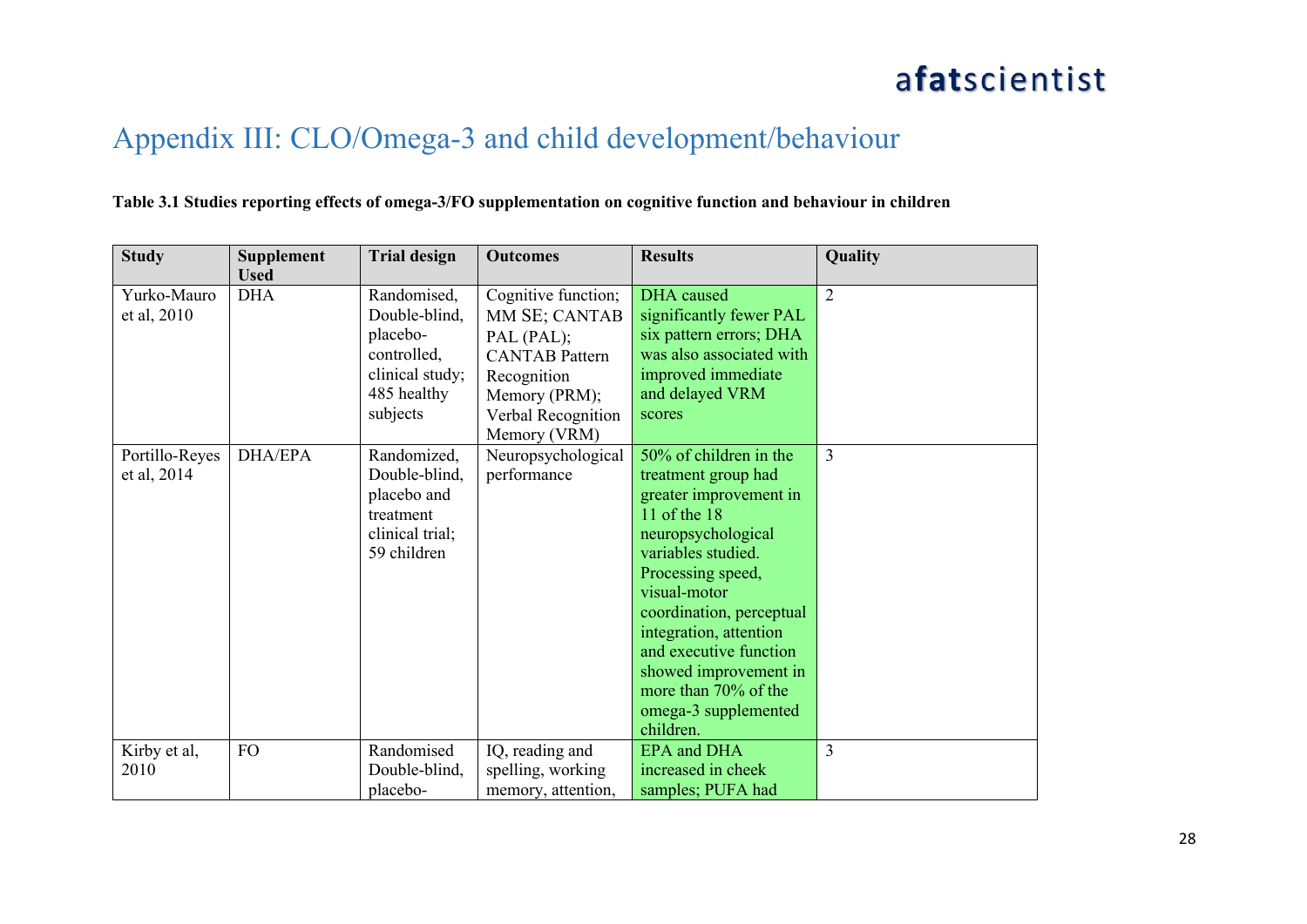# Appendix III: CLO/Omega-3 and child development/behaviour

**Table 3.1 Studies reporting effects of omega-3/FO supplementation on cognitive function and behaviour in children**

| Study | Supplement Used | Trial design | Outcomes | Results | Quality |
|---|---|---|---|---|---|
| Yurko-Mauro et al, 2010 | DHA | Randomised, Double-blind, placebo-controlled, clinical study; 485 healthy subjects | Cognitive function; MM SE; CANTAB PAL (PAL); CANTAB Pattern Recognition Memory (PRM); Verbal Recognition Memory (VRM) | DHA caused significantly fewer PAL six pattern errors; DHA was also associated with improved immediate and delayed VRM scores | 2 |
| Portillo-Reyes et al, 2014 | DHA/EPA | Randomized, Double-blind, placebo and treatment clinical trial; 59 children | Neuropsychological performance | 50% of children in the treatment group had greater improvement in 11 of the 18 neuropsychological variables studied. Processing speed, visual-motor coordination, perceptual integration, attention and executive function showed improvement in more than 70% of the omega-3 supplemented children. | 3 |
| Kirby et al, 2010 | FO | Randomised Double-blind, placebo- | IQ, reading and spelling, working memory, attention, | EPA and DHA increased in cheek samples; PUFA had | 3 |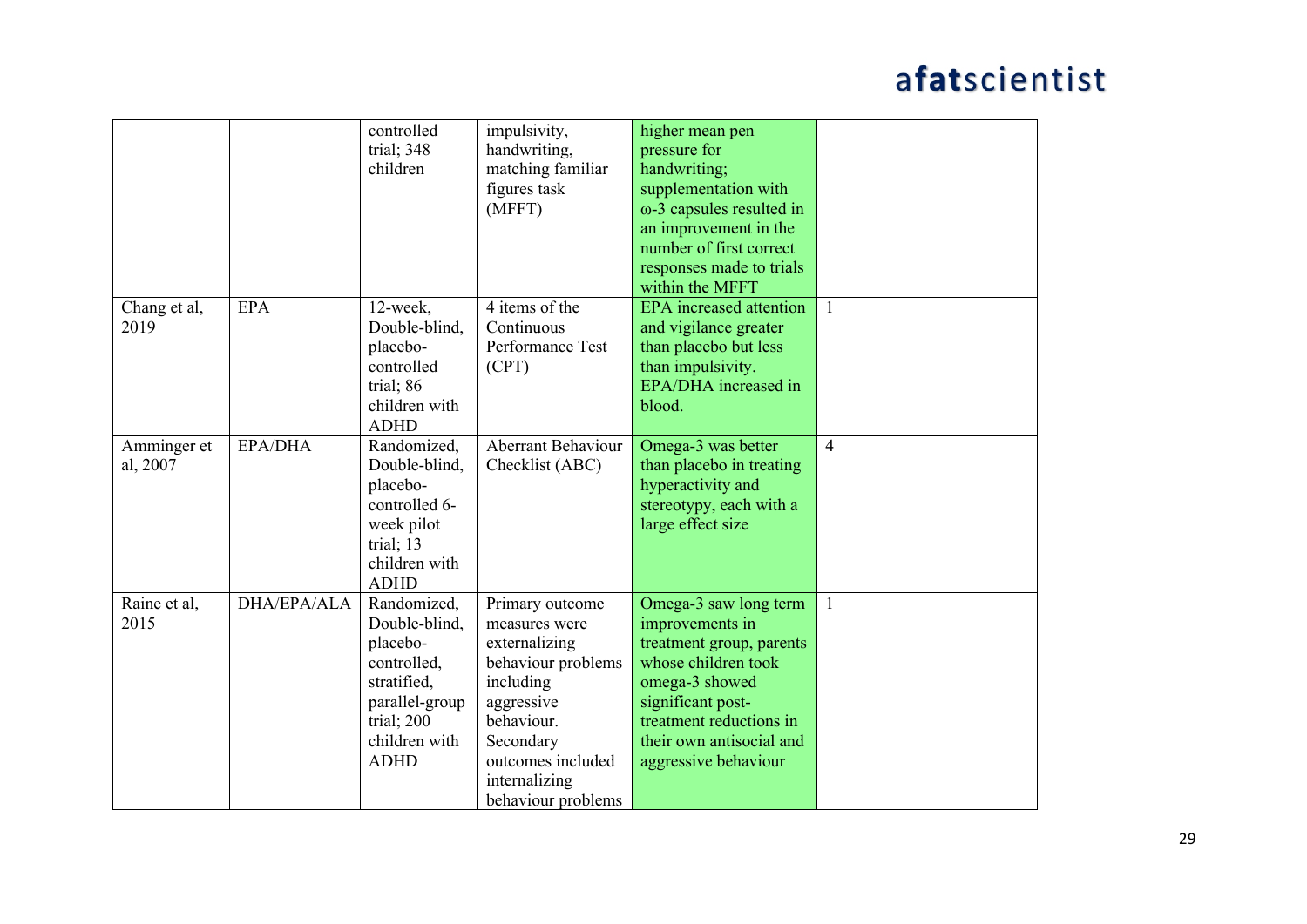| | | controlled trial; 348 children | impulsivity, handwriting, matching familiar figures task (MFFT) | higher mean pen pressure for handwriting; supplementation with ω-3 capsules resulted in an improvement in the number of first correct responses made to trials within the MFFT | |
|---|---|---|---|---|---|
| Chang et al, 2019 | EPA | 12-week, Double-blind, placebo-controlled trial; 86 children with ADHD | 4 items of the Continuous Performance Test (CPT) | EPA increased attention and vigilance greater than placebo but less than impulsivity. EPA/DHA increased in blood. | 1 |
| Amminger et al, 2007 | EPA/DHA | Randomized, Double-blind, placebo-controlled 6-week pilot trial; 13 children with ADHD | Aberrant Behaviour Checklist (ABC) | Omega-3 was better than placebo in treating hyperactivity and stereotypy, each with a large effect size | 4 |
| Raine et al, 2015 | DHA/EPA/ALA | Randomized, Double-blind, placebo-controlled, stratified, parallel-group trial; 200 children with ADHD | Primary outcome measures were externalizing behaviour problems including aggressive behaviour. Secondary outcomes included internalizing behaviour problems | Omega-3 saw long term improvements in treatment group, parents whose children took omega-3 showed significant post-treatment reductions in their own antisocial and aggressive behaviour | 1 |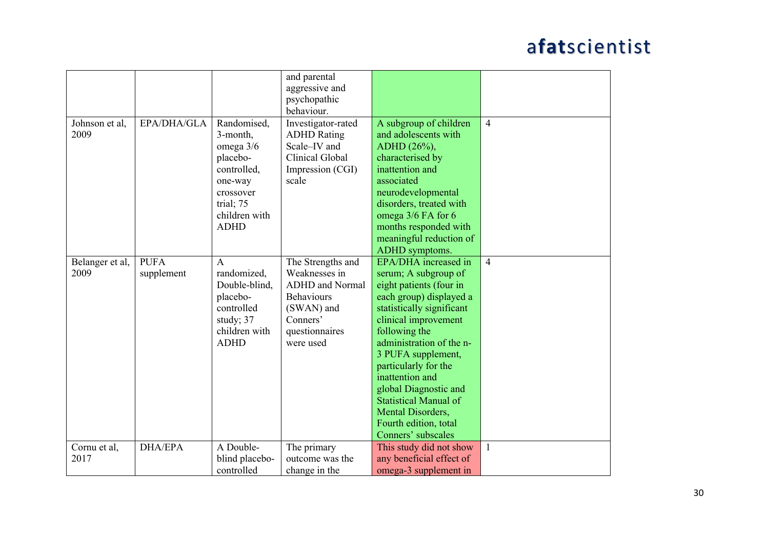| | | | | | |
|---|---|---|---|---|---|
| | | | and parental aggressive and psychopathic behaviour. | | |
| Johnson et al, 2009 | EPA/DHA/GLA | Randomised, 3-month, omega 3/6 placebo-controlled, one-way crossover trial; 75 children with ADHD | Investigator-rated ADHD Rating Scale–IV and Clinical Global Impression (CGI) scale | A subgroup of children and adolescents with ADHD (26%), characterised by inattention and associated neurodevelopmental disorders, treated with omega 3/6 FA for 6 months responded with meaningful reduction of ADHD symptoms. | 4 |
| Belanger et al, 2009 | PUFA supplement | A randomized, Double-blind, placebo-controlled study; 37 children with ADHD | The Strengths and Weaknesses in ADHD and Normal Behaviours (SWAN) and Conners' questionnaires were used | EPA/DHA increased in serum; A subgroup of eight patients (four in each group) displayed a statistically significant clinical improvement following the administration of the n-3 PUFA supplement, particularly for the inattention and global Diagnostic and Statistical Manual of Mental Disorders, Fourth edition, total Conners' subscales | 4 |
| Cornu et al, 2017 | DHA/EPA | A Double-blind placebo-controlled | The primary outcome was the change in the | This study did not show any beneficial effect of omega-3 supplement in | 1 |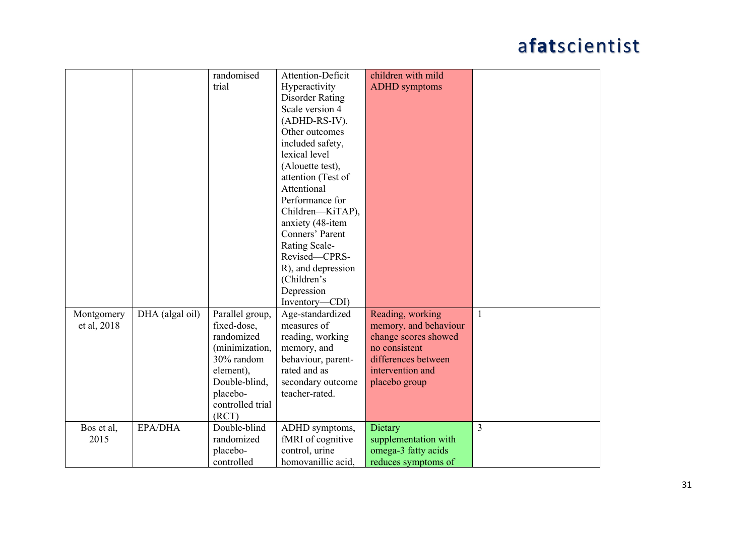| | | randomised trial | Attention-Deficit Hyperactivity Disorder Rating Scale version 4 (ADHD-RS-IV). Other outcomes included safety, lexical level (Alouette test), attention (Test of Attentional Performance for Children—KiTAP), anxiety (48-item Conners' Parent Rating Scale-Revised—CPRS-R), and depression (Children's Depression Inventory—CDI) | children with mild ADHD symptoms | |
|---|---|---|---|---|---|
| Montgomery et al, 2018 | DHA (algal oil) | Parallel group, fixed-dose, randomized (minimization, 30% random element), Double-blind, placebo-controlled trial (RCT) | Age-standardized measures of reading, working memory, and behaviour, parent-rated and as secondary outcome teacher-rated. | Reading, working memory, and behaviour change scores showed no consistent differences between intervention and placebo group | 1 |
| Bos et al, 2015 | EPA/DHA | Double-blind randomized placebo-controlled | ADHD symptoms, fMRI of cognitive control, urine homovanillic acid, | Dietary supplementation with omega-3 fatty acids reduces symptoms of | 3 |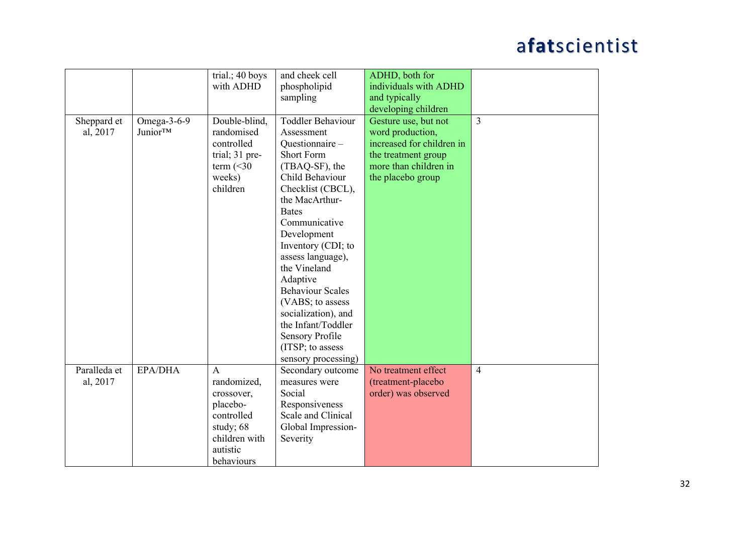| | | | | | |
|---|---|---|---|---|---|
| | | trial.; 40 boys with ADHD | and cheek cell phospholipid sampling | ADHD, both for individuals with ADHD and typically developing children | |
| Sheppard et al, 2017 | Omega-3-6-9 Junior™ | Double-blind, randomised controlled trial; 31 pre-term (<30 weeks) children | Toddler Behaviour Assessment Questionnaire – Short Form (TBAQ-SF), the Child Behaviour Checklist (CBCL), the MacArthur-Bates Communicative Development Inventory (CDI; to assess language), the Vineland Adaptive Behaviour Scales (VABS; to assess socialization), and the Infant/Toddler Sensory Profile (ITSP; to assess sensory processing) | Gesture use, but not word production, increased for children in the treatment group more than children in the placebo group | 3 |
| Paralleda et al, 2017 | EPA/DHA | A randomized, crossover, placebo-controlled study; 68 children with autistic behaviours | Secondary outcome measures were Social Responsiveness Scale and Clinical Global Impression-Severity | No treatment effect (treatment-placebo order) was observed | 4 |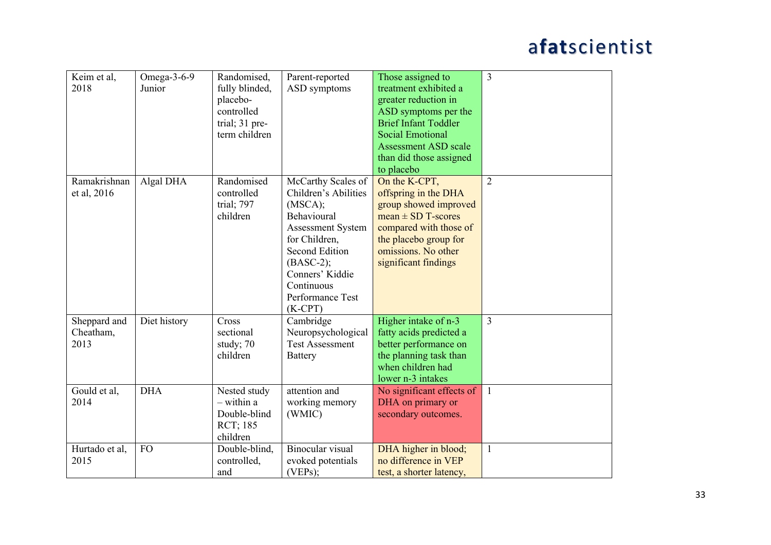| | | | | | |
|---|---|---|---|---|---|
| Keim et al, 2018 | Omega-3-6-9 Junior | Randomised, fully blinded, placebo-controlled trial; 31 pre-term children | Parent-reported ASD symptoms | Those assigned to treatment exhibited a greater reduction in ASD symptoms per the Brief Infant Toddler Social Emotional Assessment ASD scale than did those assigned to placebo | 3 |
| Ramakrishnan et al, 2016 | Algal DHA | Randomised controlled trial; 797 children | McCarthy Scales of Children's Abilities (MSCA); Behavioural Assessment System for Children, Second Edition (BASC-2); Conners' Kiddie Continuous Performance Test (K-CPT) | On the K-CPT, offspring in the DHA group showed improved mean ± SD T-scores compared with those of the placebo group for omissions. No other significant findings | 2 |
| Sheppard and Cheatham, 2013 | Diet history | Cross sectional study; 70 children | Cambridge Neuropsychological Test Assessment Battery | Higher intake of n-3 fatty acids predicted a better performance on the planning task than when children had lower n-3 intakes | 3 |
| Gould et al, 2014 | DHA | Nested study – within a Double-blind RCT; 185 children | attention and working memory (WMIC) | No significant effects of DHA on primary or secondary outcomes. | 1 |
| Hurtado et al, 2015 | FO | Double-blind, controlled, and | Binocular visual evoked potentials (VEPs); | DHA higher in blood; no difference in VEP test, a shorter latency, | 1 |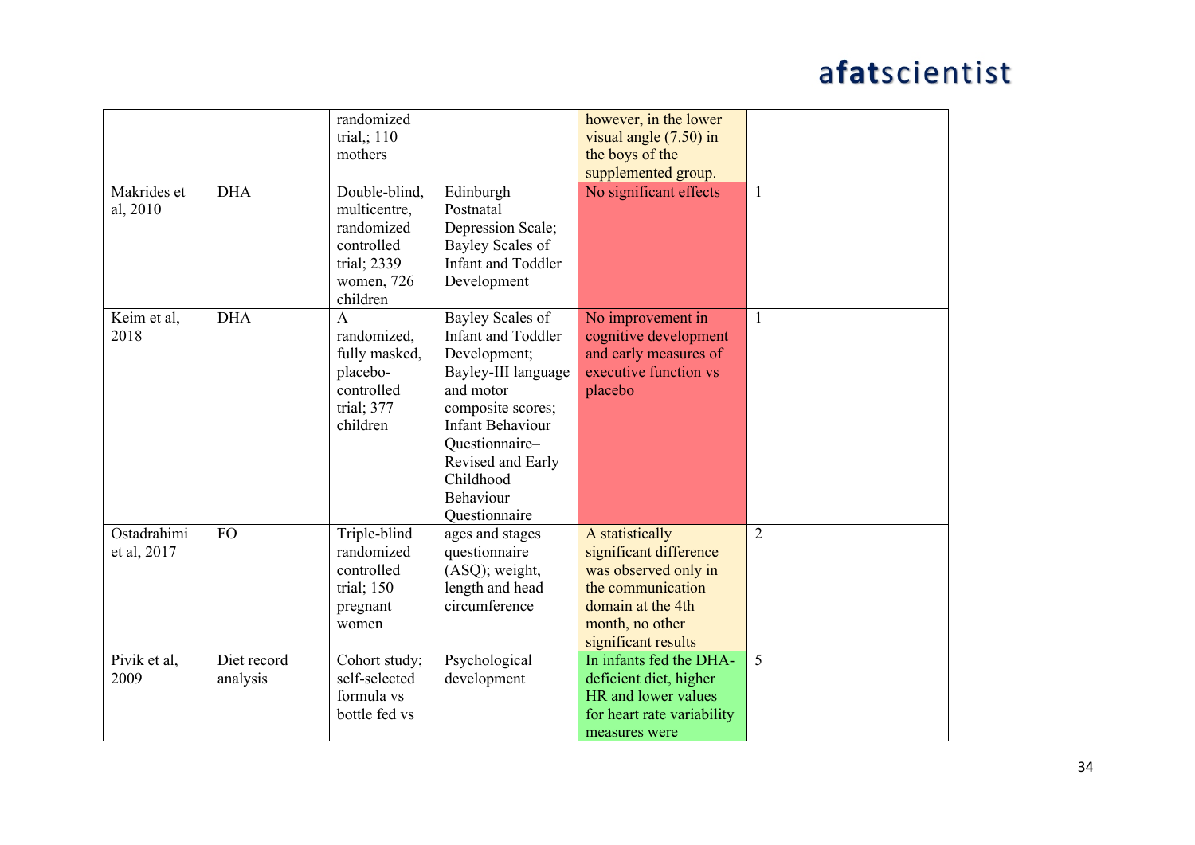| | | randomized trial,; 110 mothers | | however, in the lower visual angle (7.50) in the boys of the supplemented group. | |
|---|---|---|---|---|---|
| Makrides et al, 2010 | DHA | Double-blind, multicentre, randomized controlled trial; 2339 women, 726 children | Edinburgh Postnatal Depression Scale; Bayley Scales of Infant and Toddler Development | No significant effects | 1 |
| Keim et al, 2018 | DHA | A randomized, fully masked, placebo-controlled trial; 377 children | Bayley Scales of Infant and Toddler Development; Bayley-III language and motor composite scores; Infant Behaviour Questionnaire–Revised and Early Childhood Behaviour Questionnaire | No improvement in cognitive development and early measures of executive function vs placebo | 1 |
| Ostadrahimi et al, 2017 | FO | Triple-blind randomized controlled trial; 150 pregnant women | ages and stages questionnaire (ASQ); weight, length and head circumference | A statistically significant difference was observed only in the communication domain at the 4th month, no other significant results | 2 |
| Pivik et al, 2009 | Diet record analysis | Cohort study; self-selected formula vs bottle fed vs | Psychological development | In infants fed the DHA-deficient diet, higher HR and lower values for heart rate variability measures were | 5 |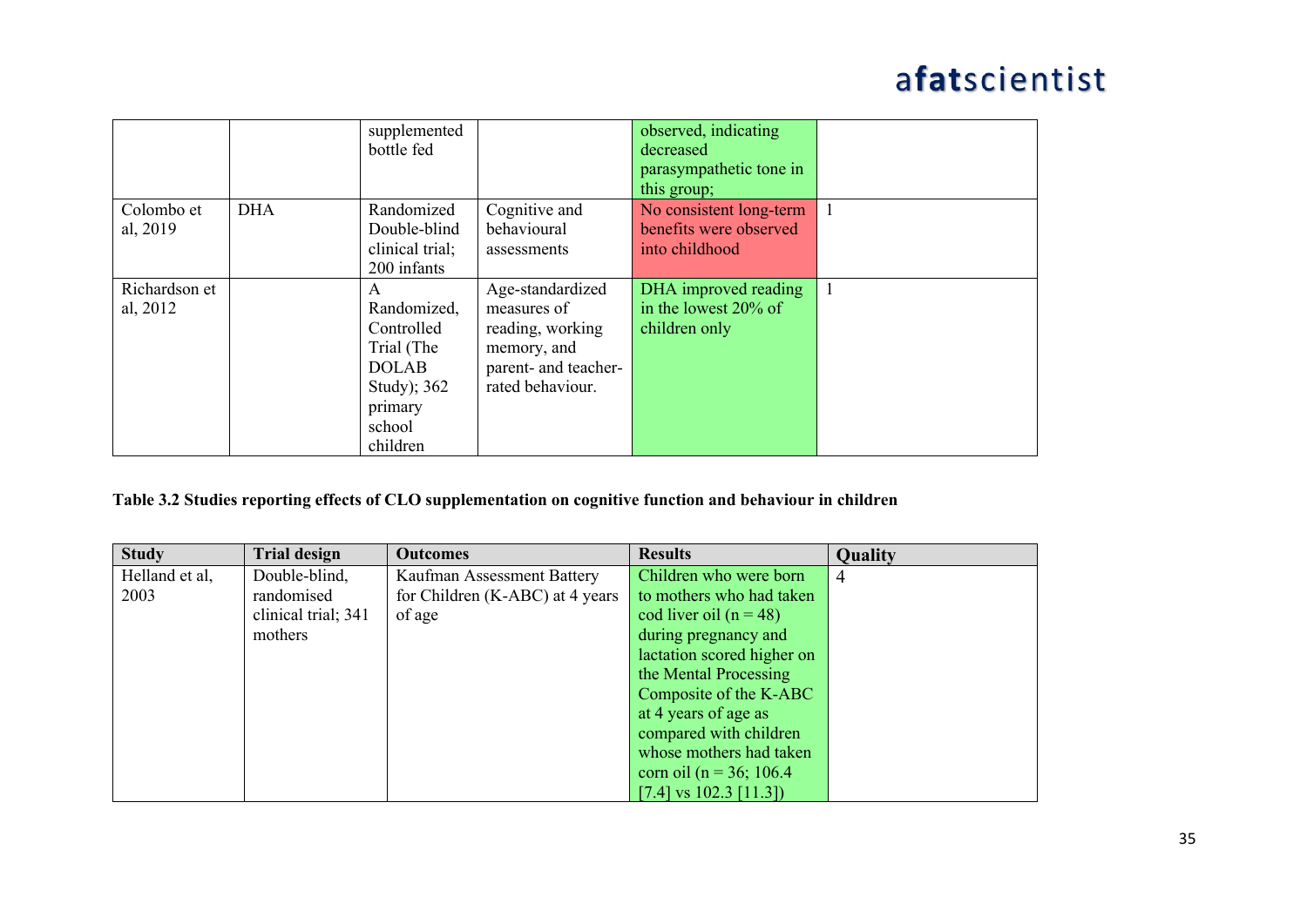| | | supplemented bottle fed | | observed, indicating decreased parasympathetic tone in this group; | |
|---|---|---|---|---|---|
| Colombo et al, 2019 | DHA | Randomized Double-blind clinical trial; 200 infants | Cognitive and behavioural assessments | No consistent long-term benefits were observed into childhood | 1 |
| Richardson et al, 2012 | | A Randomized, Controlled Trial (The DOLAB Study); 362 primary school children | Age-standardized measures of reading, working memory, and parent- and teacher-rated behaviour. | DHA improved reading in the lowest 20% of children only | 1 |

**Table 3.2 Studies reporting effects of CLO supplementation on cognitive function and behaviour in children**

| Study | Trial design | Outcomes | Results | Quality |
|---|---|---|---|---|
| Helland et al, 2003 | Double-blind, randomised clinical trial; 341 mothers | Kaufman Assessment Battery for Children (K-ABC) at 4 years of age | Children who were born to mothers who had taken cod liver oil (n = 48) during pregnancy and lactation scored higher on the Mental Processing Composite of the K-ABC at 4 years of age as compared with children whose mothers had taken corn oil (n = 36; 106.4 [7.4] vs 102.3 [11.3]) | 4 |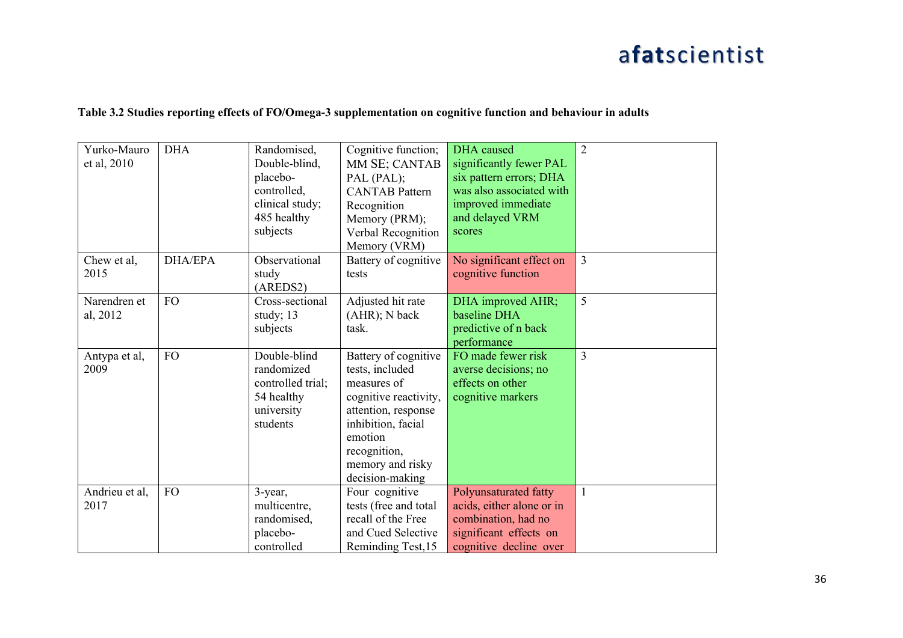**Table 3.2 Studies reporting effects of FO/Omega-3 supplementation on cognitive function and behaviour in adults**

| | | | | | |
|---|---|---|---|---|---|
| Yurko-Mauro et al, 2010 | DHA | Randomised, Double-blind, placebo-controlled, clinical study; 485 healthy subjects | Cognitive function; MM SE; CANTAB PAL (PAL); CANTAB Pattern Recognition Memory (PRM); Verbal Recognition Memory (VRM) | DHA caused significantly fewer PAL six pattern errors; DHA was also associated with improved immediate and delayed VRM scores | 2 |
| Chew et al, 2015 | DHA/EPA | Observational study (AREDS2) | Battery of cognitive tests | No significant effect on cognitive function | 3 |
| Narendren et al, 2012 | FO | Cross-sectional study; 13 subjects | Adjusted hit rate (AHR); N back task. | DHA improved AHR; baseline DHA predictive of n back performance | 5 |
| Antypa et al, 2009 | FO | Double-blind randomized controlled trial; 54 healthy university students | Battery of cognitive tests, included measures of cognitive reactivity, attention, response inhibition, facial emotion recognition, memory and risky decision-making | FO made fewer risk averse decisions; no effects on other cognitive markers | 3 |
| Andrieu et al, 2017 | FO | 3-year, multicentre, randomised, placebo-controlled | Four cognitive tests (free and total recall of the Free and Cued Selective Reminding Test,15 | Polyunsaturated fatty acids, either alone or in combination, had no significant effects on cognitive decline over | 1 |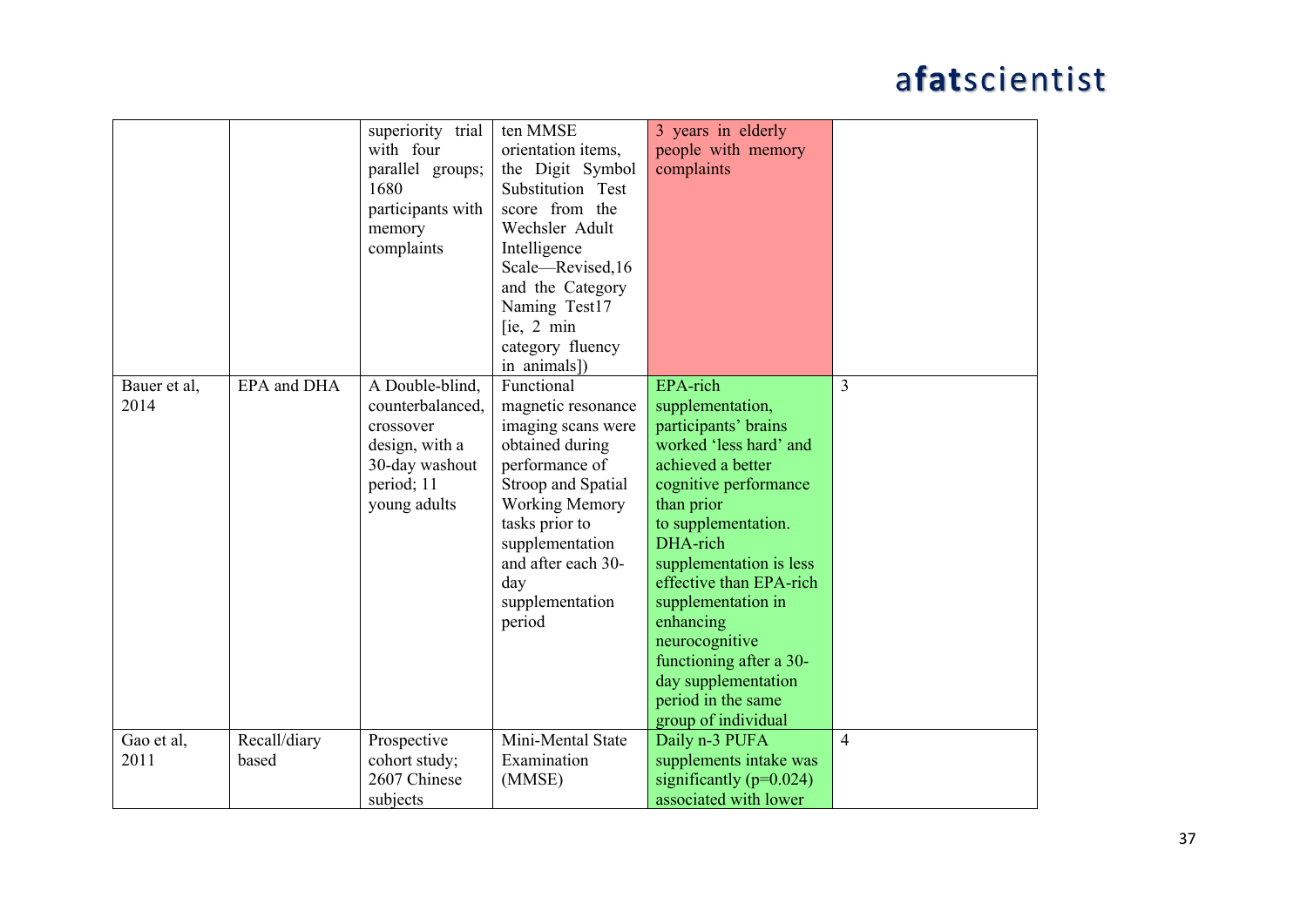| | | | | | |
|---|---|---|---|---|---|
| | | superiority trial with four parallel groups; 1680 participants with memory complaints | ten MMSE orientation items, the Digit Symbol Substitution Test score from the Wechsler Adult Intelligence Scale—Revised,16 and the Category Naming Test17 [ie, 2 min category fluency in animals]) | 3 years in elderly people with memory complaints | |
| Bauer et al, 2014 | EPA and DHA | A Double-blind, counterbalanced, crossover design, with a 30-day washout period; 11 young adults | Functional magnetic resonance imaging scans were obtained during performance of Stroop and Spatial Working Memory tasks prior to supplementation and after each 30-day supplementation period | EPA-rich supplementation, participants' brains worked 'less hard' and achieved a better cognitive performance than prior to supplementation. DHA-rich supplementation is less effective than EPA-rich supplementation in enhancing neurocognitive functioning after a 30-day supplementation period in the same group of individual | 3 |
| Gao et al, 2011 | Recall/diary based | Prospective cohort study; 2607 Chinese subjects | Mini-Mental State Examination (MMSE) | Daily n-3 PUFA supplements intake was significantly ($p$=0.024) associated with lower | 4 |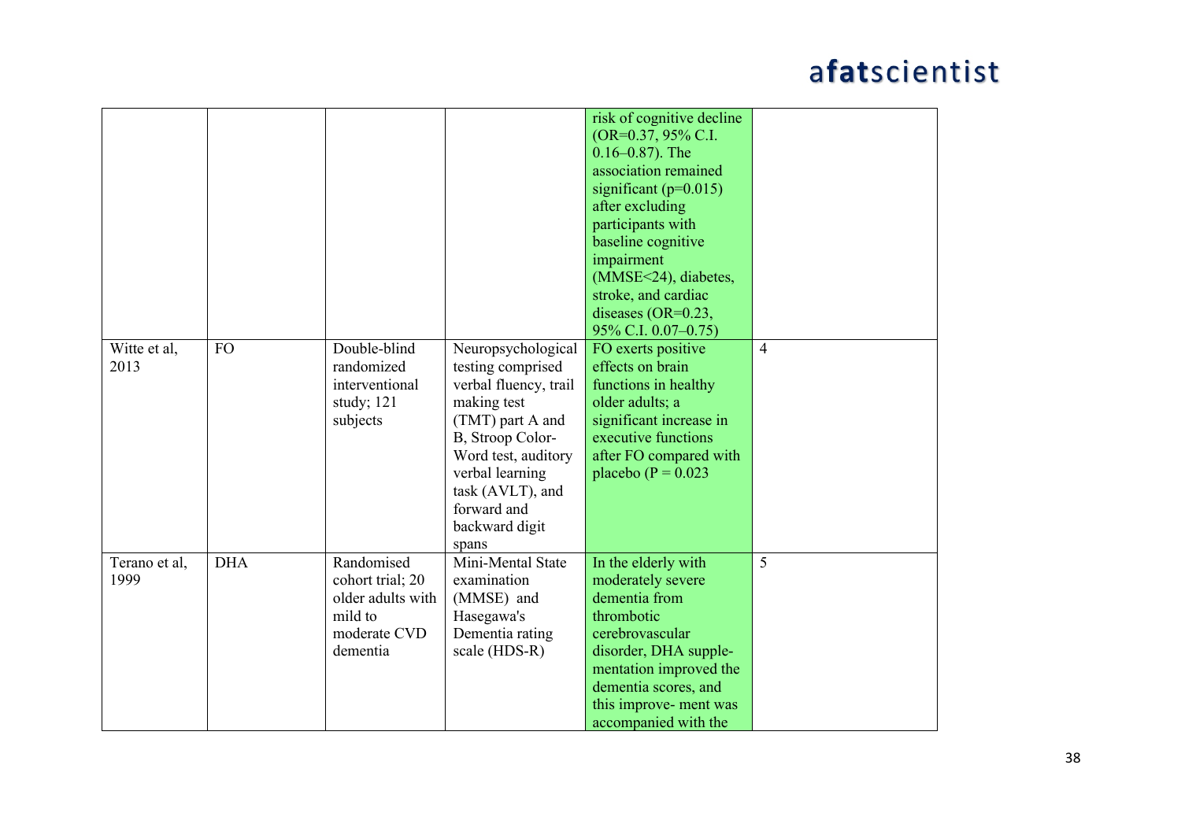| | | | | risk of cognitive decline (OR=0.37, 95% C.I. 0.16–0.87). The association remained significant (p=0.015) after excluding participants with baseline cognitive impairment (MMSE<24), diabetes, stroke, and cardiac diseases (OR=0.23, 95% C.I. 0.07–0.75) | |
|---|---|---|---|---|---|
| Witte et al, 2013 | FO | Double-blind randomized interventional study; 121 subjects | Neuropsychological testing comprised verbal fluency, trail making test (TMT) part A and B, Stroop Color-Word test, auditory verbal learning task (AVLT), and forward and backward digit spans | FO exerts positive effects on brain functions in healthy older adults; a significant increase in executive functions after FO compared with placebo (P = 0.023 | 4 |
| Terano et al, 1999 | DHA | Randomised cohort trial; 20 older adults with mild to moderate CVD dementia | Mini-Mental State examination (MMSE) and Hasegawa's Dementia rating scale (HDS-R) | In the elderly with moderately severe dementia from thrombotic cerebrovascular disorder, DHA supple-mentation improved the dementia scores, and this improve- ment was accompanied with the | 5 |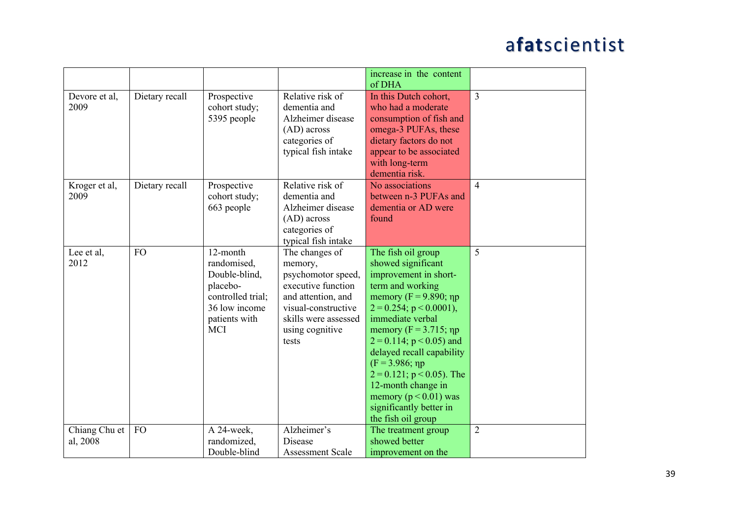| | | | | increase in the content of DHA | |
|---|---|---|---|---|---|
| Devore et al, 2009 | Dietary recall | Prospective cohort study; 5395 people | Relative risk of dementia and Alzheimer disease (AD) across categories of typical fish intake | In this Dutch cohort, who had a moderate consumption of fish and omega-3 PUFAs, these dietary factors do not appear to be associated with long-term dementia risk. | 3 |
| Kroger et al, 2009 | Dietary recall | Prospective cohort study; 663 people | Relative risk of dementia and Alzheimer disease (AD) across categories of typical fish intake | No associations between n-3 PUFAs and dementia or AD were found | 4 |
| Lee et al, 2012 | FO | 12-month randomised, Double-blind, placebo-controlled trial; 36 low income patients with MCI | The changes of memory, psychomotor speed, executive function and attention, and visual-constructive skills were assessed using cognitive tests | The fish oil group showed significant improvement in short-term and working memory ($F = 9.890$; $\eta_p^2 = 0.254$; $p < 0.0001$), immediate verbal memory ($F = 3.715$; $\eta_p^2 = 0.114$; $p < 0.05$) and delayed recall capability ($F = 3.986$; $\eta_p^2 = 0.121$; $p < 0.05$). The 12-month change in memory ($p < 0.01$) was significantly better in the fish oil group | 5 |
| Chiang Chu et al, 2008 | FO | A 24-week, randomized, Double-blind | Alzheimer's Disease Assessment Scale | The treatment group showed better improvement on the | 2 |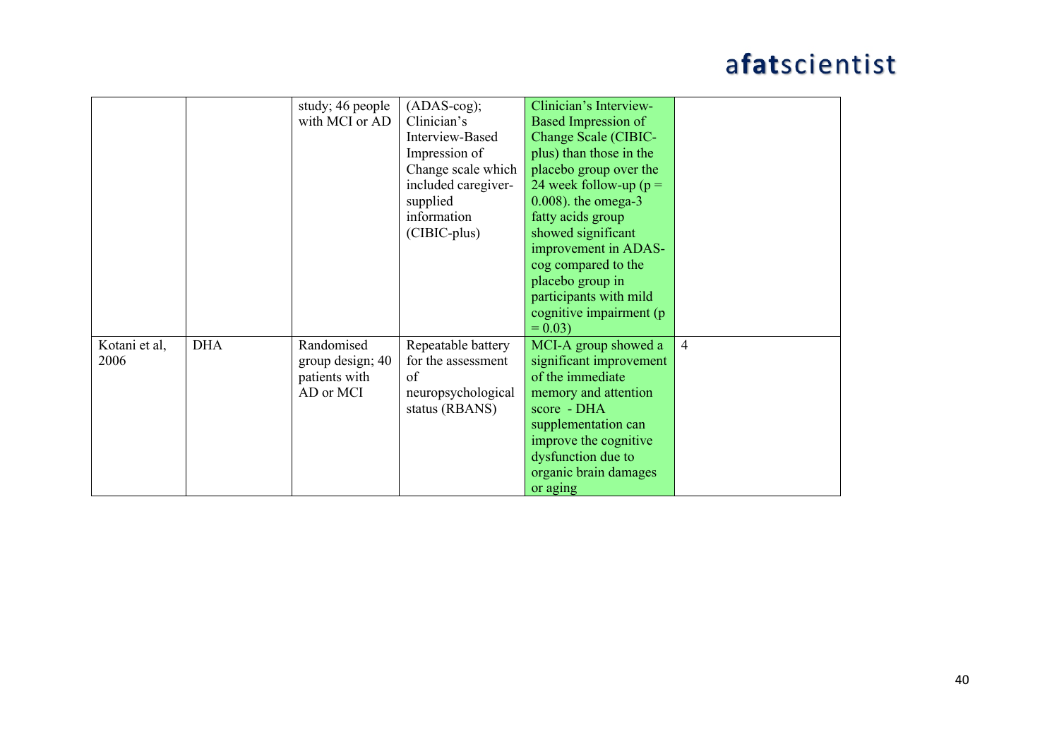|  |  |  |  |  |  |
|---|---|---|---|---|---|
|  |  | study; 46 people with MCI or AD | (ADAS-cog); Clinician's Interview-Based Impression of Change scale which included caregiver-supplied information (CIBIC-plus) | Clinician's Interview-Based Impression of Change Scale (CIBIC-plus) than those in the placebo group over the 24 week follow-up ($p = 0.008$). the omega-3 fatty acids group showed significant improvement in ADAS-cog compared to the placebo group in participants with mild cognitive impairment ($p = 0.03$) |  |
| Kotani et al, 2006 | DHA | Randomised group design; 40 patients with AD or MCI | Repeatable battery for the assessment of neuropsychological status (RBANS) | MCI-A group showed a significant improvement of the immediate memory and attention score - DHA supplementation can improve the cognitive dysfunction due to organic brain damages or aging | 4 |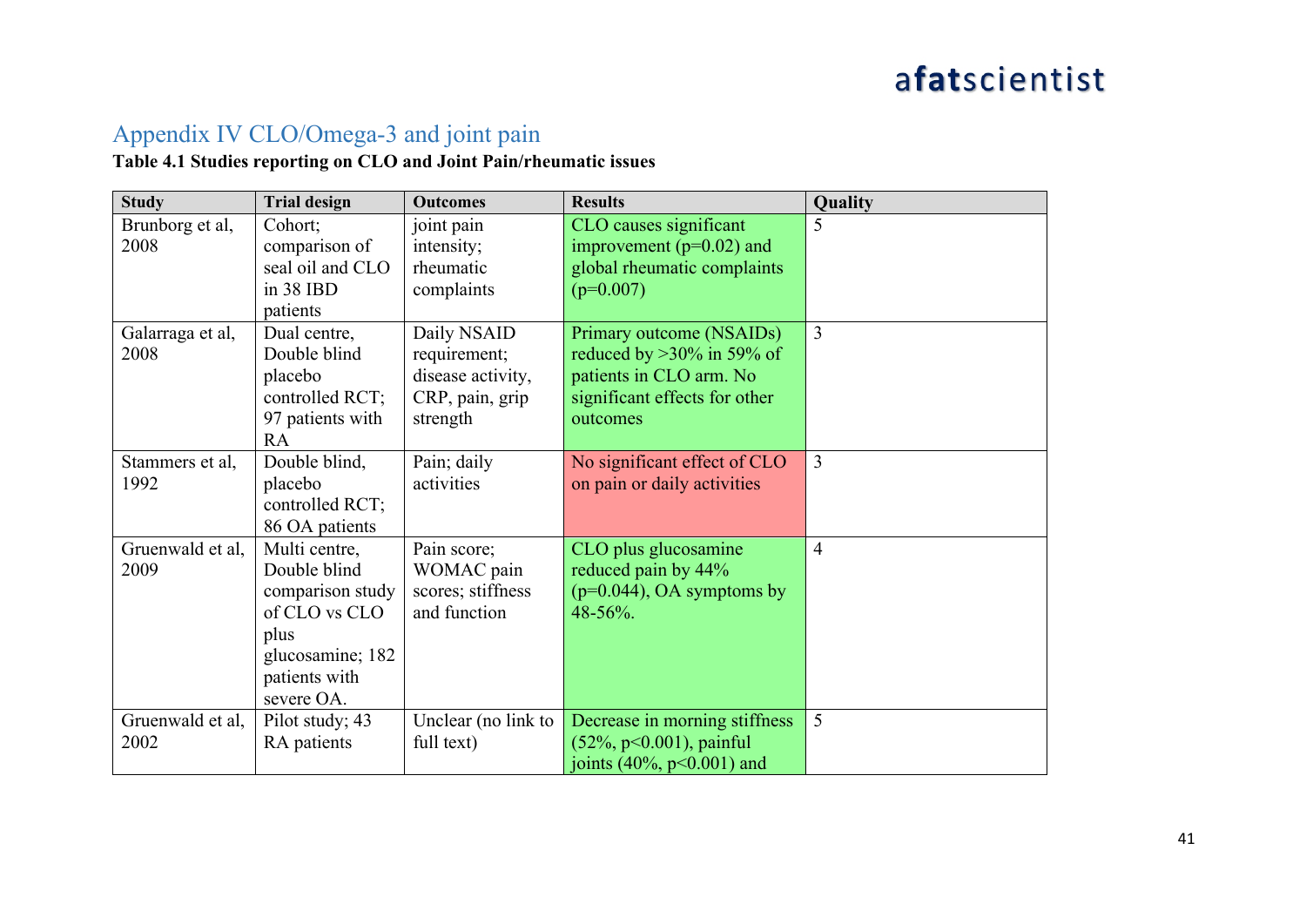## Appendix IV CLO/Omega-3 and joint pain

**Table 4.1 Studies reporting on CLO and Joint Pain/rheumatic issues**

| Study | Trial design | Outcomes | Results | Quality |
|---|---|---|---|---|
| Brunborg et al, 2008 | Cohort; comparison of seal oil and CLO in 38 IBD patients | joint pain intensity; rheumatic complaints | CLO causes significant improvement ($p=0.02$) and global rheumatic complaints ($p=0.007$) | 5 |
| Galarraga et al, 2008 | Dual centre, Double blind placebo controlled RCT; 97 patients with RA | Daily NSAID requirement; disease activity, CRP, pain, grip strength | Primary outcome (NSAIDs) reduced by >30% in 59% of patients in CLO arm. No significant effects for other outcomes | 3 |
| Stammers et al, 1992 | Double blind, placebo controlled RCT; 86 OA patients | Pain; daily activities | No significant effect of CLO on pain or daily activities | 3 |
| Gruenwald et al, 2009 | Multi centre, Double blind comparison study of CLO vs CLO plus glucosamine; 182 patients with severe OA. | Pain score; WOMAC pain scores; stiffness and function | CLO plus glucosamine reduced pain by 44% ($p=0.044$), OA symptoms by 48-56%. | 4 |
| Gruenwald et al, 2002 | Pilot study; 43 RA patients | Unclear (no link to full text) | Decrease in morning stiffness (52%, $p<0.001$), painful joints (40%, $p<0.001$) and | 5 |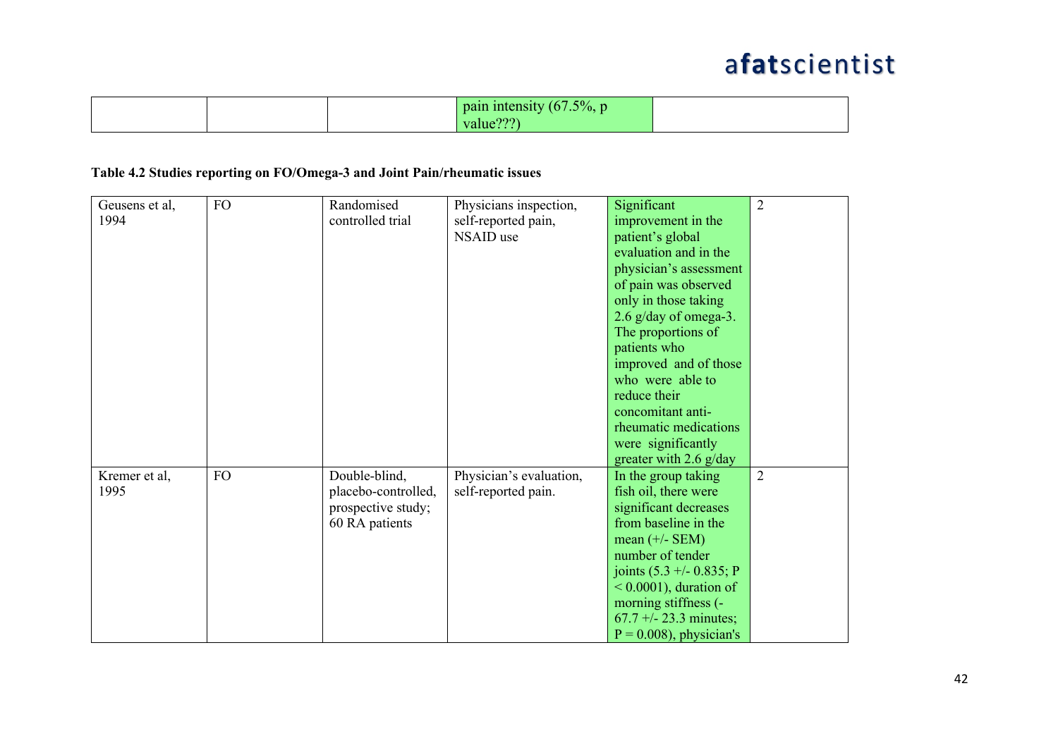|  |  |  | pain intensity (67.5%, p value???) |  |
|---|---|---|---|---|

**Table 4.2 Studies reporting on FO/Omega-3 and Joint Pain/rheumatic issues**

| | | | | | |
|---|---|---|---|---|---|
| Geusens et al, 1994 | FO | Randomised controlled trial | Physicians inspection, self-reported pain, NSAID use | Significant improvement in the patient's global evaluation and in the physician's assessment of pain was observed only in those taking 2.6 g/day of omega-3. The proportions of patients who improved and of those who were able to reduce their concomitant anti-rheumatic medications were significantly greater with 2.6 g/day | 2 |
| Kremer et al, 1995 | FO | Double-blind, placebo-controlled, prospective study; 60 RA patients | Physician's evaluation, self-reported pain. | In the group taking fish oil, there were significant decreases from baseline in the mean (+/- SEM) number of tender joints (5.3 +/- 0.835; P < 0.0001), duration of morning stiffness (-67.7 +/- 23.3 minutes; P = 0.008), physician's | 2 |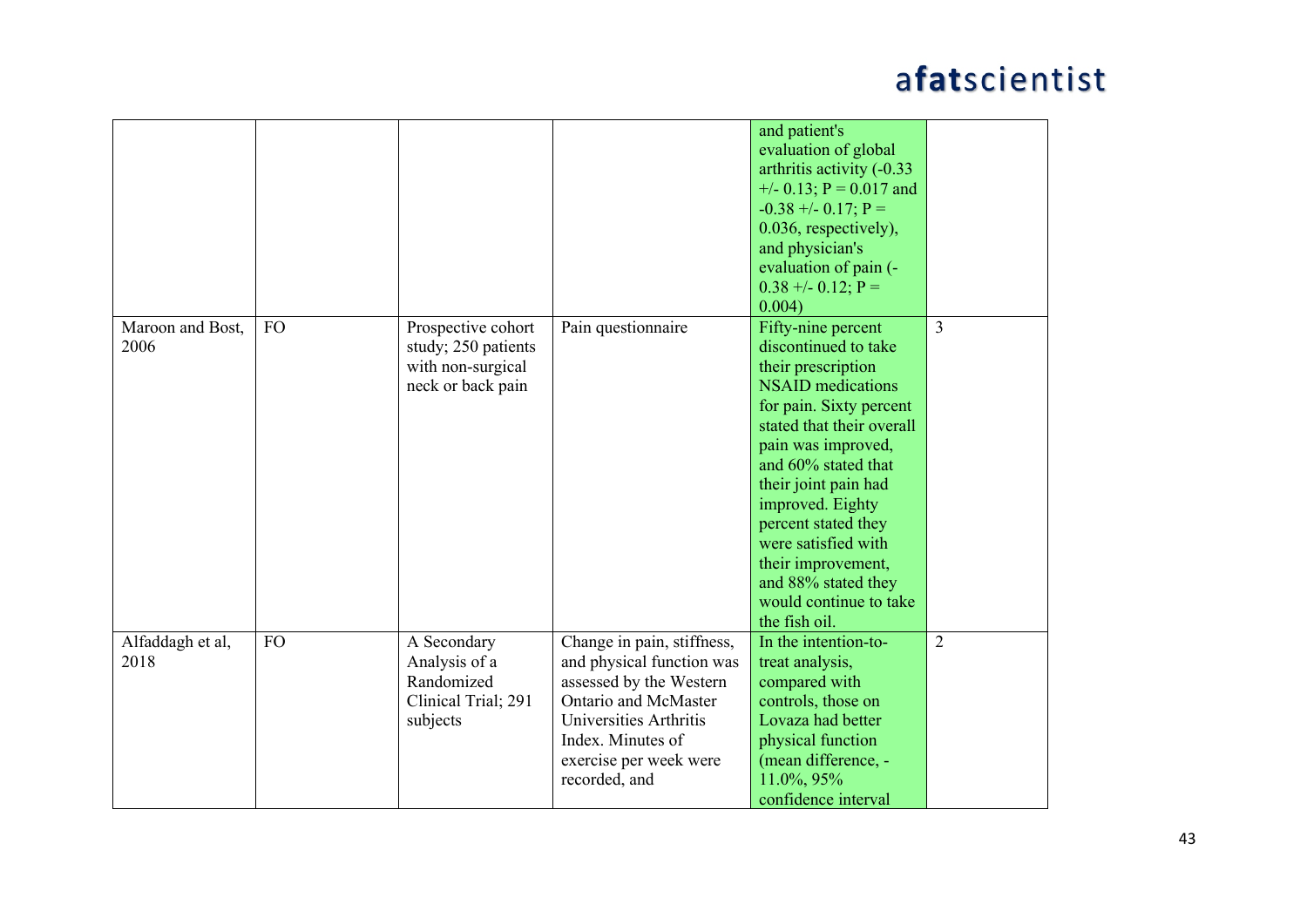| | | | | | |
|---|---|---|---|---|---|
| | | | | and patient's evaluation of global arthritis activity (-0.33 +/- 0.13; P = 0.017 and -0.38 +/- 0.17; P = 0.036, respectively), and physician's evaluation of pain (-0.38 +/- 0.12; P = 0.004) | |
| Maroon and Bost, 2006 | FO | Prospective cohort study; 250 patients with non-surgical neck or back pain | Pain questionnaire | Fifty-nine percent discontinued to take their prescription NSAID medications for pain. Sixty percent stated that their overall pain was improved, and 60% stated that their joint pain had improved. Eighty percent stated they were satisfied with their improvement, and 88% stated they would continue to take the fish oil. | 3 |
| Alfaddagh et al, 2018 | FO | A Secondary Analysis of a Randomized Clinical Trial; 291 subjects | Change in pain, stiffness, and physical function was assessed by the Western Ontario and McMaster Universities Arthritis Index. Minutes of exercise per week were recorded, and | In the intention-to-treat analysis, compared with controls, those on Lovaza had better physical function (mean difference, -11.0%, 95% confidence interval | 2 |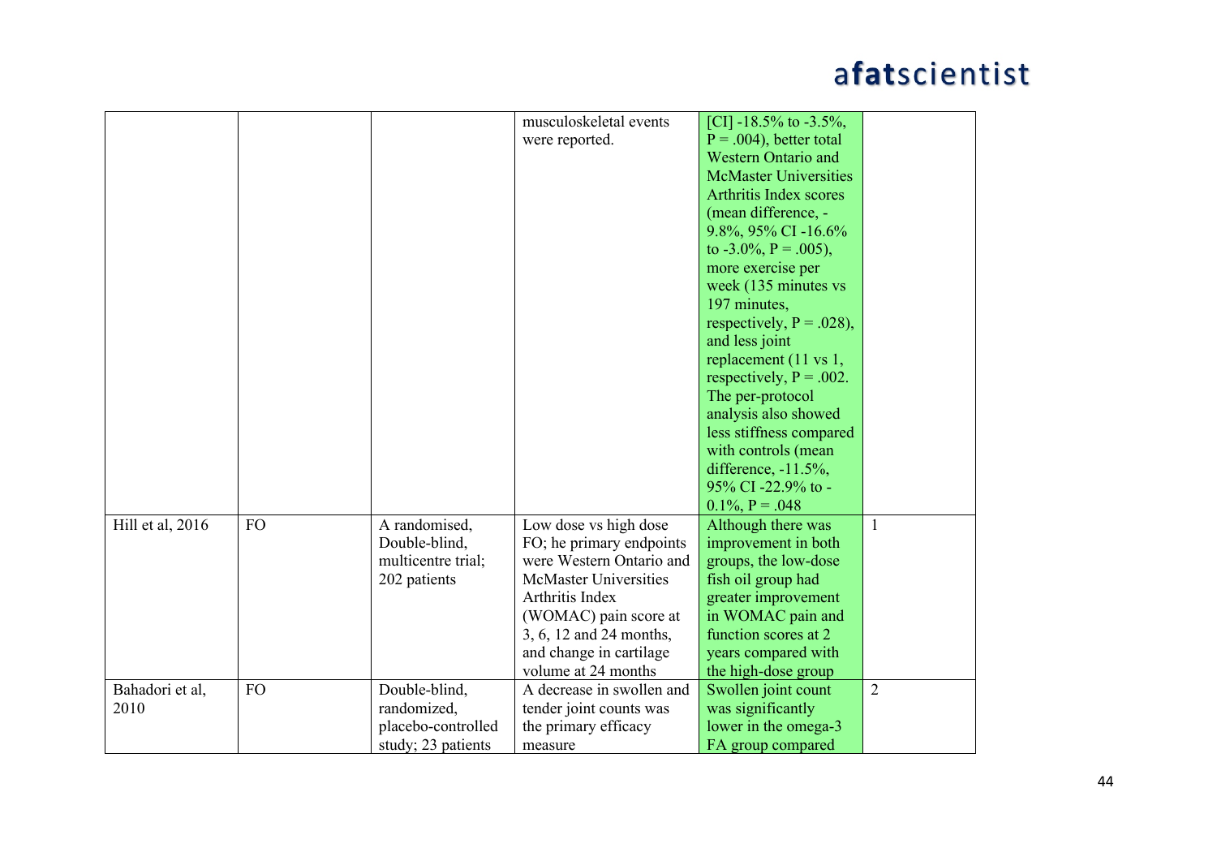| | | | | | |
|---|---|---|---|---|---|
| | | | musculoskeletal events were reported. | [CI] -18.5% to -3.5%, P = .004), better total Western Ontario and McMaster Universities Arthritis Index scores (mean difference, -9.8%, 95% CI -16.6% to -3.0%, P = .005), more exercise per week (135 minutes vs 197 minutes, respectively, P = .028), and less joint replacement (11 vs 1, respectively, P = .002. The per-protocol analysis also showed less stiffness compared with controls (mean difference, -11.5%, 95% CI -22.9% to -0.1%, P = .048 | |
| Hill et al, 2016 | FO | A randomised, Double-blind, multicentre trial; 202 patients | Low dose vs high dose FO; he primary endpoints were Western Ontario and McMaster Universities Arthritis Index (WOMAC) pain score at 3, 6, 12 and 24 months, and change in cartilage volume at 24 months | Although there was improvement in both groups, the low-dose fish oil group had greater improvement in WOMAC pain and function scores at 2 years compared with the high-dose group | 1 |
| Bahadori et al, 2010 | FO | Double-blind, randomized, placebo-controlled study; 23 patients | A decrease in swollen and tender joint counts was the primary efficacy measure | Swollen joint count was significantly lower in the omega-3 FA group compared | 2 |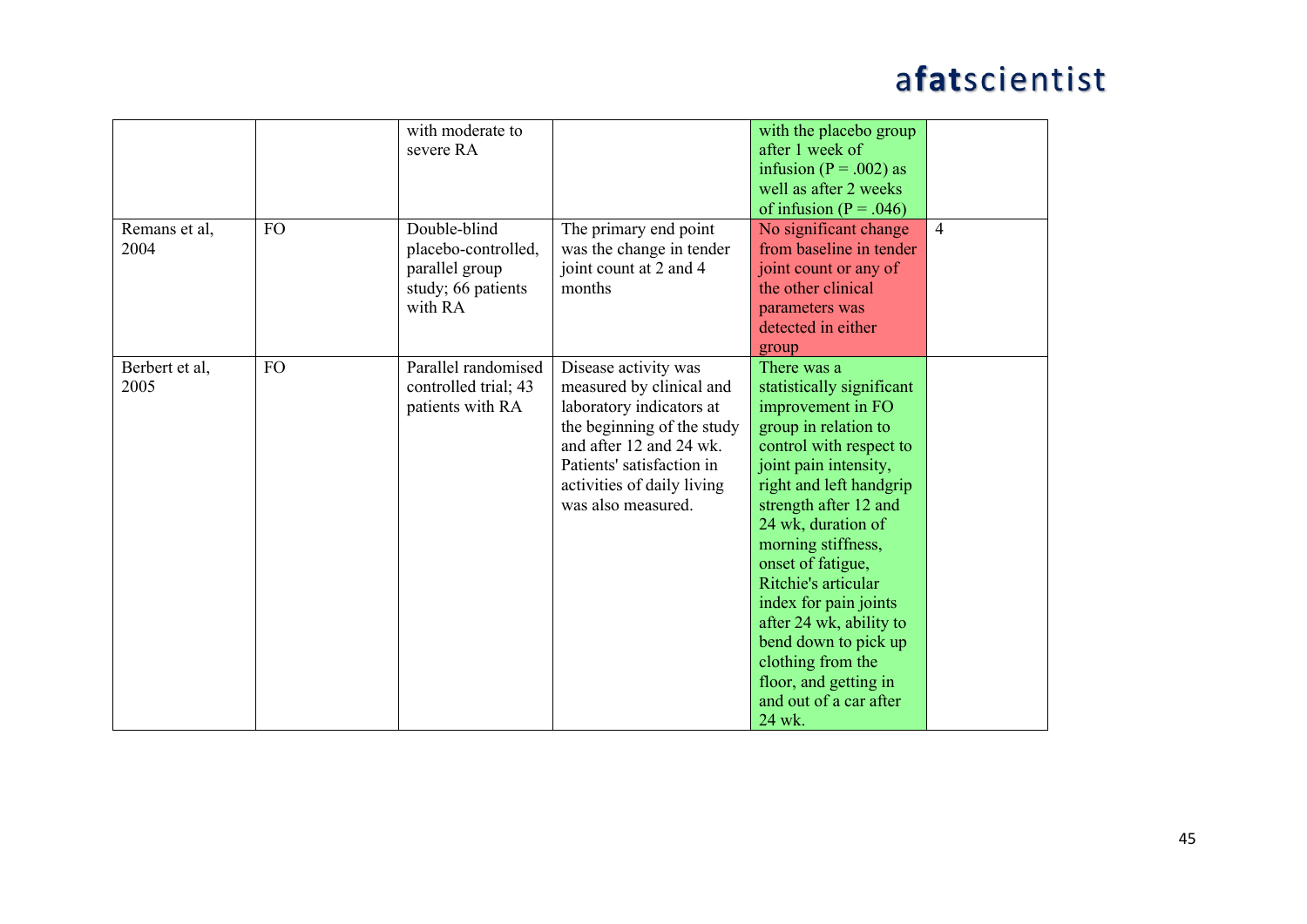| | | | | | |
|---|---|---|---|---|---|
| | | with moderate to severe RA | | with the placebo group after 1 week of infusion (P = .002) as well as after 2 weeks of infusion (P = .046) | |
| Remans et al, 2004 | FO | Double-blind placebo-controlled, parallel group study; 66 patients with RA | The primary end point was the change in tender joint count at 2 and 4 months | No significant change from baseline in tender joint count or any of the other clinical parameters was detected in either group | 4 |
| Berbert et al, 2005 | FO | Parallel randomised controlled trial; 43 patients with RA | Disease activity was measured by clinical and laboratory indicators at the beginning of the study and after 12 and 24 wk. Patients' satisfaction in activities of daily living was also measured. | There was a statistically significant improvement in FO group in relation to control with respect to joint pain intensity, right and left handgrip strength after 12 and 24 wk, duration of morning stiffness, onset of fatigue, Ritchie's articular index for pain joints after 24 wk, ability to bend down to pick up clothing from the floor, and getting in and out of a car after 24 wk. | |